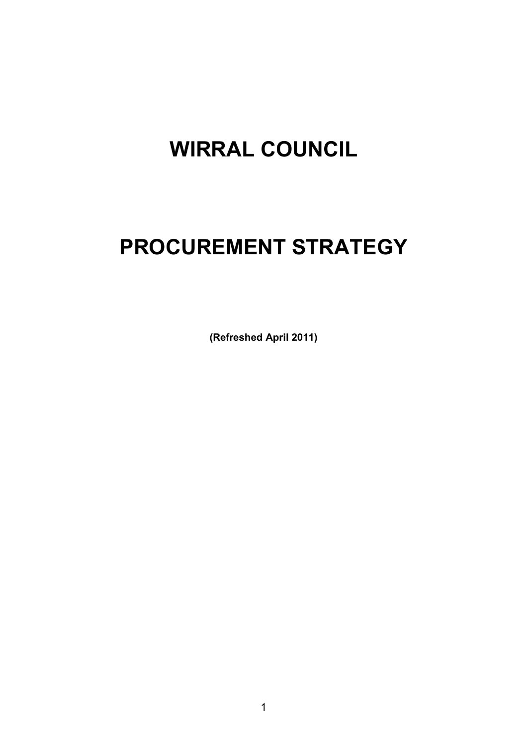# WIRRAL COUNCIL

# PROCUREMENT STRATEGY

**(Refreshed April 2011)**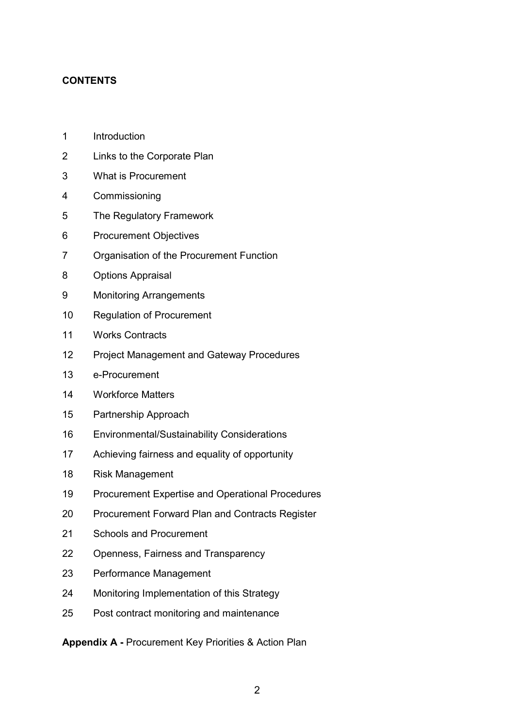**CONTENTS**

1 Introduction

2 Links to the Corporate Plan

3 What is Procurement

4 Commissioning

5 The Regulatory Framework

6 Procurement Objectives

7 Organisation of the Procurement Function

8 Options Appraisal

9 Monitoring Arrangements

10 Regulation of Procurement

11 Works Contracts

12 Project Management and Gateway Procedures

13 e-Procurement

14 Workforce Matters

15 Partnership Approach

16 Environmental/Sustainability Considerations

17 Achieving fairness and equality of opportunity

18 Risk Management

19 Procurement Expertise and Operational Procedures

20 Procurement Forward Plan and Contracts Register

21 Schools and Procurement

22 Openness, Fairness and Transparency

23 Performance Management

24 Monitoring Implementation of this Strategy

25 Post contract monitoring and maintenance

**Appendix A -** Procurement Key Priorities & Action Plan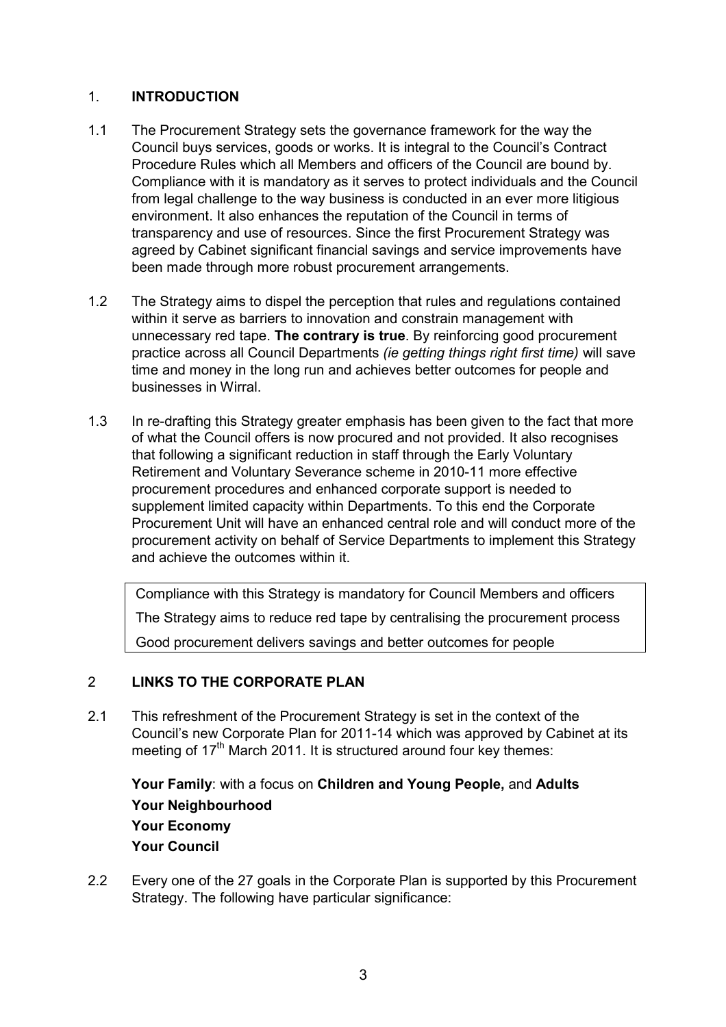## 1. INTRODUCTION

1.1 The Procurement Strategy sets the governance framework for the way the Council buys services, goods or works. It is integral to the Council's Contract Procedure Rules which all Members and officers of the Council are bound by. Compliance with it is mandatory as it serves to protect individuals and the Council from legal challenge to the way business is conducted in an ever more litigious environment. It also enhances the reputation of the Council in terms of transparency and use of resources. Since the first Procurement Strategy was agreed by Cabinet significant financial savings and service improvements have been made through more robust procurement arrangements.

1.2 The Strategy aims to dispel the perception that rules and regulations contained within it serve as barriers to innovation and constrain management with unnecessary red tape. **The contrary is true**. By reinforcing good procurement practice across all Council Departments *(ie getting things right first time)* will save time and money in the long run and achieves better outcomes for people and businesses in Wirral.

1.3 In re-drafting this Strategy greater emphasis has been given to the fact that more of what the Council offers is now procured and not provided. It also recognises that following a significant reduction in staff through the Early Voluntary Retirement and Voluntary Severance scheme in 2010-11 more effective procurement procedures and enhanced corporate support is needed to supplement limited capacity within Departments. To this end the Corporate Procurement Unit will have an enhanced central role and will conduct more of the procurement activity on behalf of Service Departments to implement this Strategy and achieve the outcomes within it.

> Compliance with this Strategy is mandatory for Council Members and officers
> The Strategy aims to reduce red tape by centralising the procurement process
> Good procurement delivers savings and better outcomes for people

## 2 LINKS TO THE CORPORATE PLAN

2.1 This refreshment of the Procurement Strategy is set in the context of the Council's new Corporate Plan for 2011-14 which was approved by Cabinet at its meeting of 17th March 2011. It is structured around four key themes:

**Your Family**: with a focus on **Children and Young People,** and **Adults**
**Your Neighbourhood**
**Your Economy**
**Your Council**

2.2 Every one of the 27 goals in the Corporate Plan is supported by this Procurement Strategy. The following have particular significance: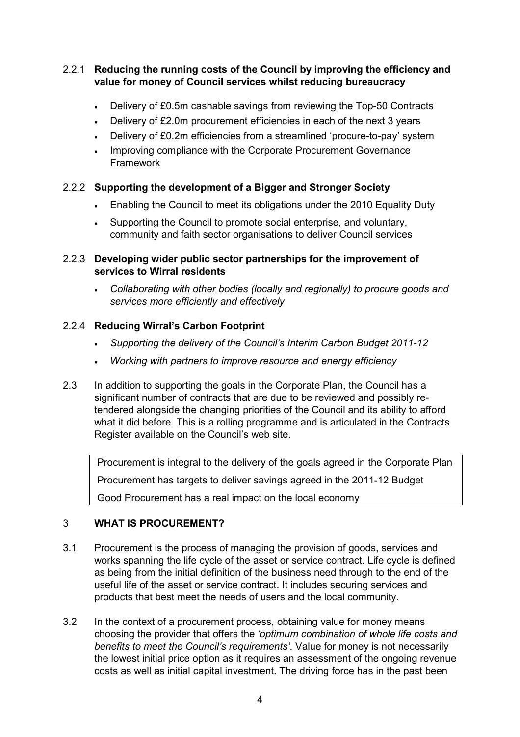2.2.1 **Reducing the running costs of the Council by improving the efficiency and value for money of Council services whilst reducing bureaucracy**

- Delivery of £0.5m cashable savings from reviewing the Top-50 Contracts
- Delivery of £2.0m procurement efficiencies in each of the next 3 years
- Delivery of £0.2m efficiencies from a streamlined 'procure-to-pay' system
- Improving compliance with the Corporate Procurement Governance Framework

2.2.2 **Supporting the development of a Bigger and Stronger Society**

- Enabling the Council to meet its obligations under the 2010 Equality Duty
- Supporting the Council to promote social enterprise, and voluntary, community and faith sector organisations to deliver Council services

2.2.3 **Developing wider public sector partnerships for the improvement of services to Wirral residents**

- *Collaborating with other bodies (locally and regionally) to procure goods and services more efficiently and effectively*

2.2.4 **Reducing Wirral's Carbon Footprint**

- *Supporting the delivery of the Council's Interim Carbon Budget 2011-12*
- *Working with partners to improve resource and energy efficiency*

2.3 In addition to supporting the goals in the Corporate Plan, the Council has a significant number of contracts that are due to be reviewed and possibly re-tendered alongside the changing priorities of the Council and its ability to afford what it did before. This is a rolling programme and is articulated in the Contracts Register available on the Council's web site.

> Procurement is integral to the delivery of the goals agreed in the Corporate Plan
>
> Procurement has targets to deliver savings agreed in the 2011-12 Budget
>
> Good Procurement has a real impact on the local economy

## 3 WHAT IS PROCUREMENT?

3.1 Procurement is the process of managing the provision of goods, services and works spanning the life cycle of the asset or service contract. Life cycle is defined as being from the initial definition of the business need through to the end of the useful life of the asset or service contract. It includes securing services and products that best meet the needs of users and the local community.

3.2 In the context of a procurement process, obtaining value for money means choosing the provider that offers the *'optimum combination of whole life costs and benefits to meet the Council's requirements'*. Value for money is not necessarily the lowest initial price option as it requires an assessment of the ongoing revenue costs as well as initial capital investment. The driving force has in the past been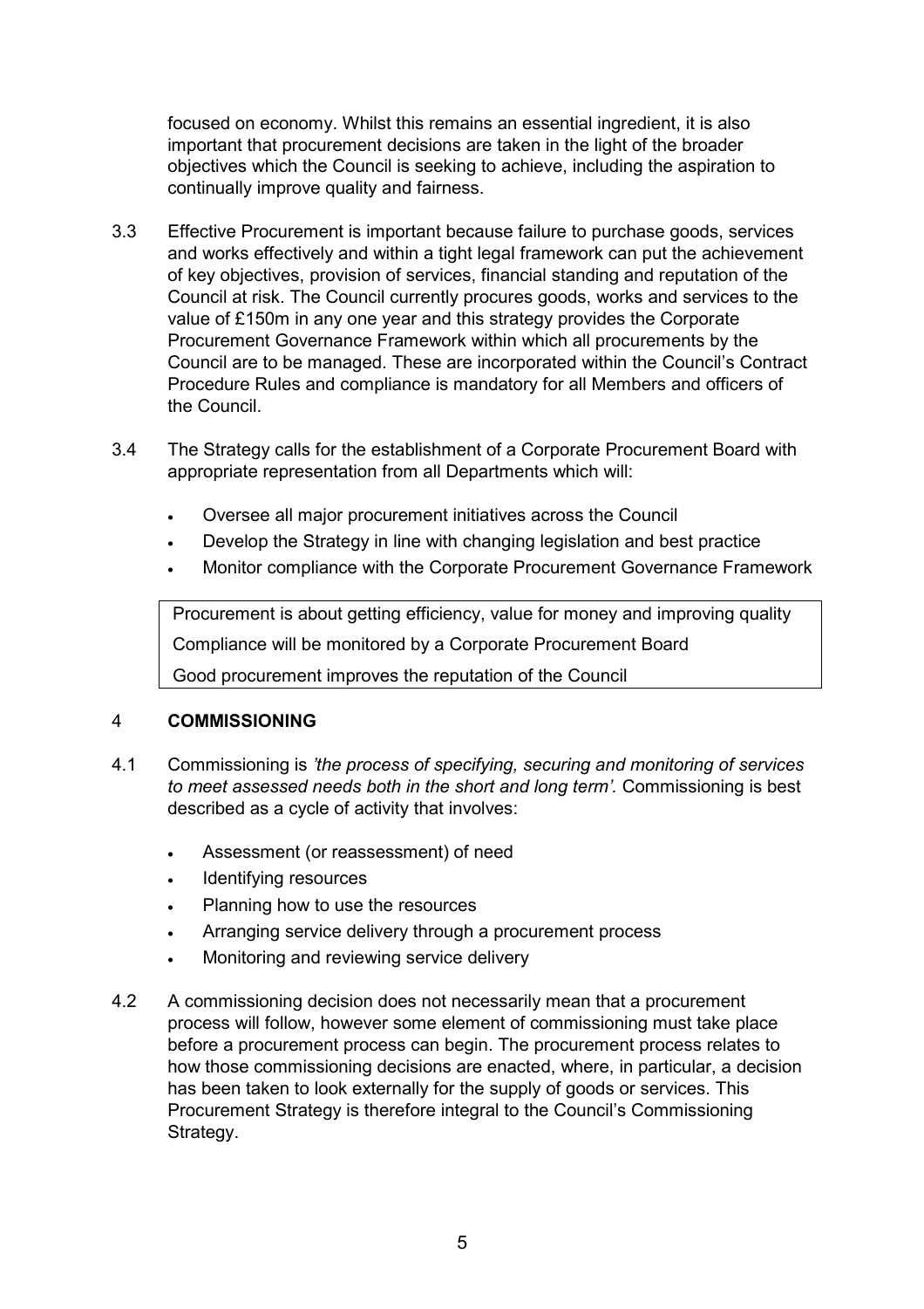focused on economy. Whilst this remains an essential ingredient, it is also important that procurement decisions are taken in the light of the broader objectives which the Council is seeking to achieve, including the aspiration to continually improve quality and fairness.

3.3 Effective Procurement is important because failure to purchase goods, services and works effectively and within a tight legal framework can put the achievement of key objectives, provision of services, financial standing and reputation of the Council at risk. The Council currently procures goods, works and services to the value of £150m in any one year and this strategy provides the Corporate Procurement Governance Framework within which all procurements by the Council are to be managed. These are incorporated within the Council's Contract Procedure Rules and compliance is mandatory for all Members and officers of the Council.

3.4 The Strategy calls for the establishment of a Corporate Procurement Board with appropriate representation from all Departments which will:

- Oversee all major procurement initiatives across the Council
- Develop the Strategy in line with changing legislation and best practice
- Monitor compliance with the Corporate Procurement Governance Framework

> Procurement is about getting efficiency, value for money and improving quality
> Compliance will be monitored by a Corporate Procurement Board
> Good procurement improves the reputation of the Council

## 4 COMMISSIONING

4.1 Commissioning is *'the process of specifying, securing and monitoring of services to meet assessed needs both in the short and long term'.* Commissioning is best described as a cycle of activity that involves:

- Assessment (or reassessment) of need
- Identifying resources
- Planning how to use the resources
- Arranging service delivery through a procurement process
- Monitoring and reviewing service delivery

4.2 A commissioning decision does not necessarily mean that a procurement process will follow, however some element of commissioning must take place before a procurement process can begin. The procurement process relates to how those commissioning decisions are enacted, where, in particular, a decision has been taken to look externally for the supply of goods or services. This Procurement Strategy is therefore integral to the Council's Commissioning Strategy.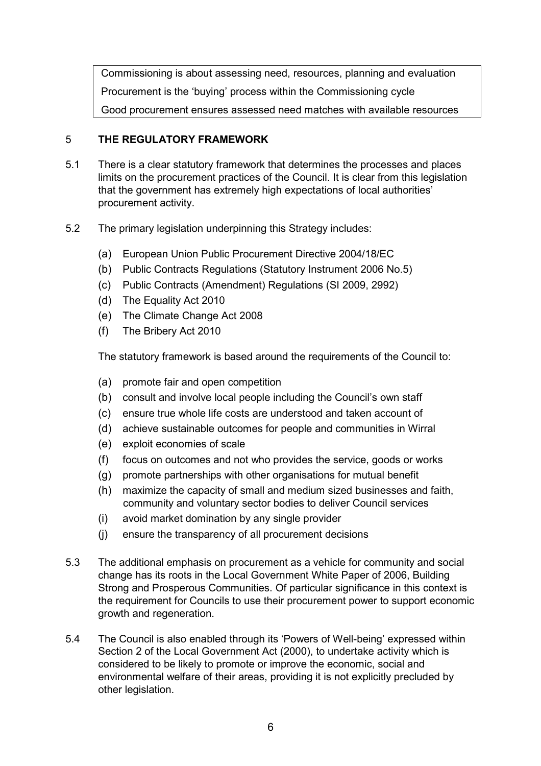Commissioning is about assessing need, resources, planning and evaluation
Procurement is the 'buying' process within the Commissioning cycle
Good procurement ensures assessed need matches with available resources

## 5 THE REGULATORY FRAMEWORK

5.1 There is a clear statutory framework that determines the processes and places limits on the procurement practices of the Council. It is clear from this legislation that the government has extremely high expectations of local authorities' procurement activity.

5.2 The primary legislation underpinning this Strategy includes:

(a) European Union Public Procurement Directive 2004/18/EC
(b) Public Contracts Regulations (Statutory Instrument 2006 No.5)
(c) Public Contracts (Amendment) Regulations (SI 2009, 2992)
(d) The Equality Act 2010
(e) The Climate Change Act 2008
(f) The Bribery Act 2010

The statutory framework is based around the requirements of the Council to:

(a) promote fair and open competition
(b) consult and involve local people including the Council's own staff
(c) ensure true whole life costs are understood and taken account of
(d) achieve sustainable outcomes for people and communities in Wirral
(e) exploit economies of scale
(f) focus on outcomes and not who provides the service, goods or works
(g) promote partnerships with other organisations for mutual benefit
(h) maximize the capacity of small and medium sized businesses and faith, community and voluntary sector bodies to deliver Council services
(i) avoid market domination by any single provider
(j) ensure the transparency of all procurement decisions

5.3 The additional emphasis on procurement as a vehicle for community and social change has its roots in the Local Government White Paper of 2006, Building Strong and Prosperous Communities. Of particular significance in this context is the requirement for Councils to use their procurement power to support economic growth and regeneration.

5.4 The Council is also enabled through its 'Powers of Well-being' expressed within Section 2 of the Local Government Act (2000), to undertake activity which is considered to be likely to promote or improve the economic, social and environmental welfare of their areas, providing it is not explicitly precluded by other legislation.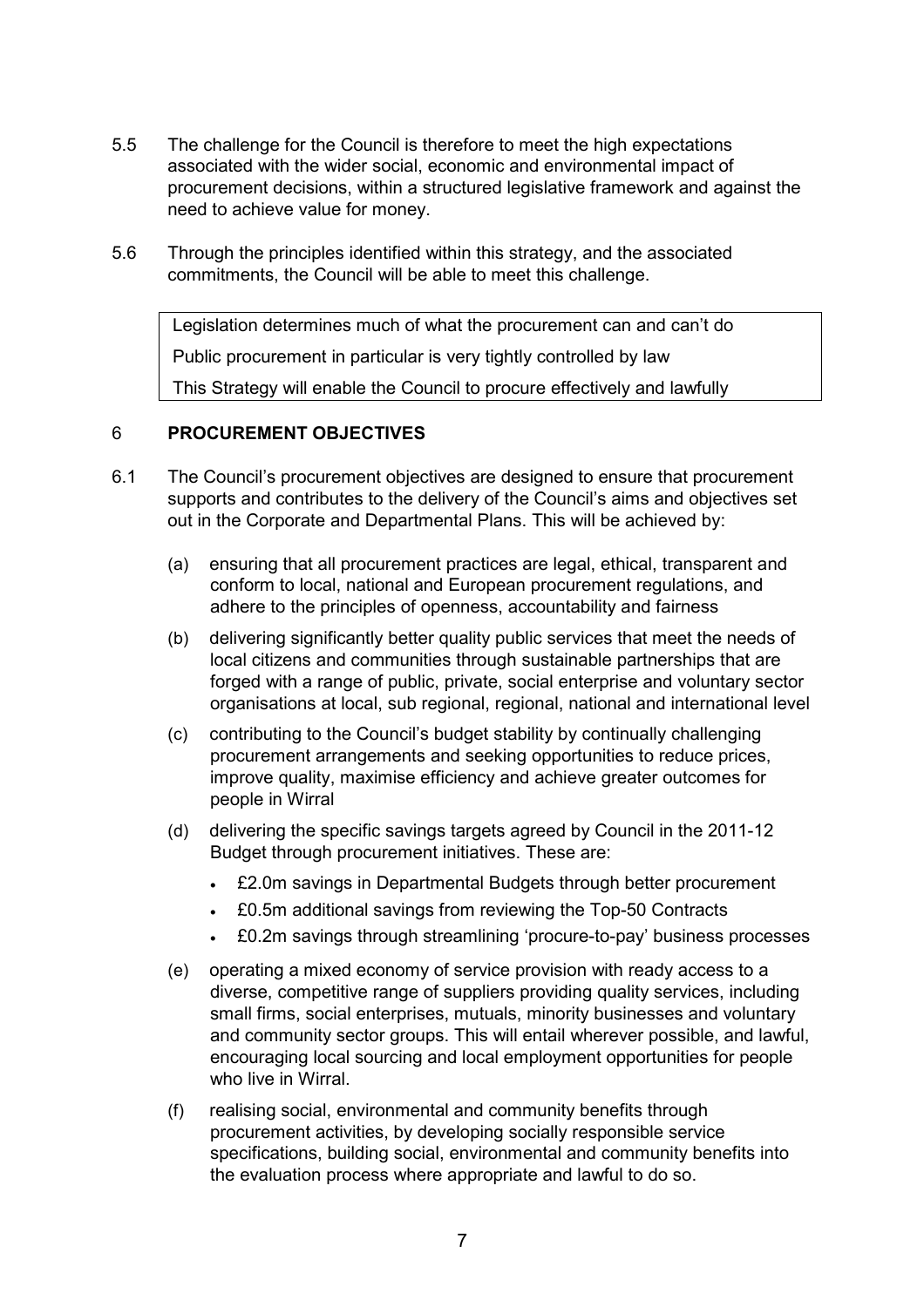5.5 The challenge for the Council is therefore to meet the high expectations associated with the wider social, economic and environmental impact of procurement decisions, within a structured legislative framework and against the need to achieve value for money.

5.6 Through the principles identified within this strategy, and the associated commitments, the Council will be able to meet this challenge.

> Legislation determines much of what the procurement can and can't do
>
> Public procurement in particular is very tightly controlled by law
>
> This Strategy will enable the Council to procure effectively and lawfully

## 6 PROCUREMENT OBJECTIVES

6.1 The Council's procurement objectives are designed to ensure that procurement supports and contributes to the delivery of the Council's aims and objectives set out in the Corporate and Departmental Plans. This will be achieved by:

(a) ensuring that all procurement practices are legal, ethical, transparent and conform to local, national and European procurement regulations, and adhere to the principles of openness, accountability and fairness

(b) delivering significantly better quality public services that meet the needs of local citizens and communities through sustainable partnerships that are forged with a range of public, private, social enterprise and voluntary sector organisations at local, sub regional, regional, national and international level

(c) contributing to the Council's budget stability by continually challenging procurement arrangements and seeking opportunities to reduce prices, improve quality, maximise efficiency and achieve greater outcomes for people in Wirral

(d) delivering the specific savings targets agreed by Council in the 2011-12 Budget through procurement initiatives. These are:

- £2.0m savings in Departmental Budgets through better procurement
- £0.5m additional savings from reviewing the Top-50 Contracts
- £0.2m savings through streamlining 'procure-to-pay' business processes

(e) operating a mixed economy of service provision with ready access to a diverse, competitive range of suppliers providing quality services, including small firms, social enterprises, mutuals, minority businesses and voluntary and community sector groups. This will entail wherever possible, and lawful, encouraging local sourcing and local employment opportunities for people who live in Wirral.

(f) realising social, environmental and community benefits through procurement activities, by developing socially responsible service specifications, building social, environmental and community benefits into the evaluation process where appropriate and lawful to do so.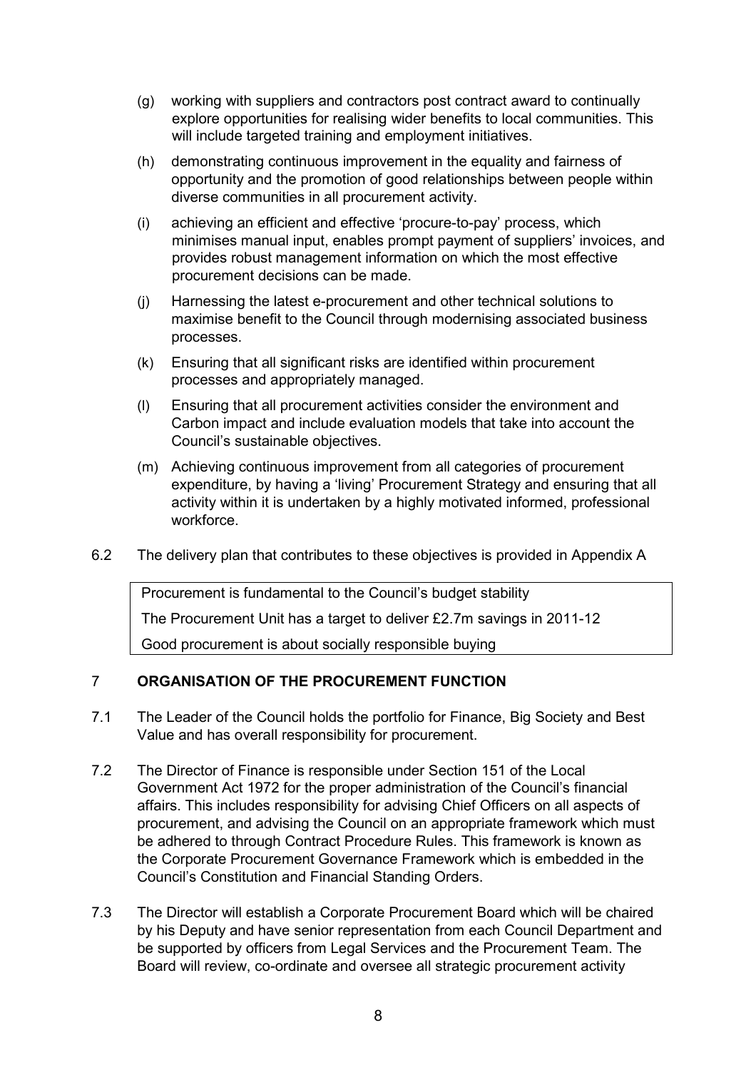(g) working with suppliers and contractors post contract award to continually explore opportunities for realising wider benefits to local communities. This will include targeted training and employment initiatives.

(h) demonstrating continuous improvement in the equality and fairness of opportunity and the promotion of good relationships between people within diverse communities in all procurement activity.

(i) achieving an efficient and effective 'procure-to-pay' process, which minimises manual input, enables prompt payment of suppliers' invoices, and provides robust management information on which the most effective procurement decisions can be made.

(j) Harnessing the latest e-procurement and other technical solutions to maximise benefit to the Council through modernising associated business processes.

(k) Ensuring that all significant risks are identified within procurement processes and appropriately managed.

(l) Ensuring that all procurement activities consider the environment and Carbon impact and include evaluation models that take into account the Council's sustainable objectives.

(m) Achieving continuous improvement from all categories of procurement expenditure, by having a 'living' Procurement Strategy and ensuring that all activity within it is undertaken by a highly motivated informed, professional workforce.

6.2 The delivery plan that contributes to these objectives is provided in Appendix A

| Procurement is fundamental to the Council's budget stability |
|---|
| The Procurement Unit has a target to deliver £2.7m savings in 2011-12 |
| Good procurement is about socially responsible buying |

## 7 ORGANISATION OF THE PROCUREMENT FUNCTION

7.1 The Leader of the Council holds the portfolio for Finance, Big Society and Best Value and has overall responsibility for procurement.

7.2 The Director of Finance is responsible under Section 151 of the Local Government Act 1972 for the proper administration of the Council's financial affairs. This includes responsibility for advising Chief Officers on all aspects of procurement, and advising the Council on an appropriate framework which must be adhered to through Contract Procedure Rules. This framework is known as the Corporate Procurement Governance Framework which is embedded in the Council's Constitution and Financial Standing Orders.

7.3 The Director will establish a Corporate Procurement Board which will be chaired by his Deputy and have senior representation from each Council Department and be supported by officers from Legal Services and the Procurement Team. The Board will review, co-ordinate and oversee all strategic procurement activity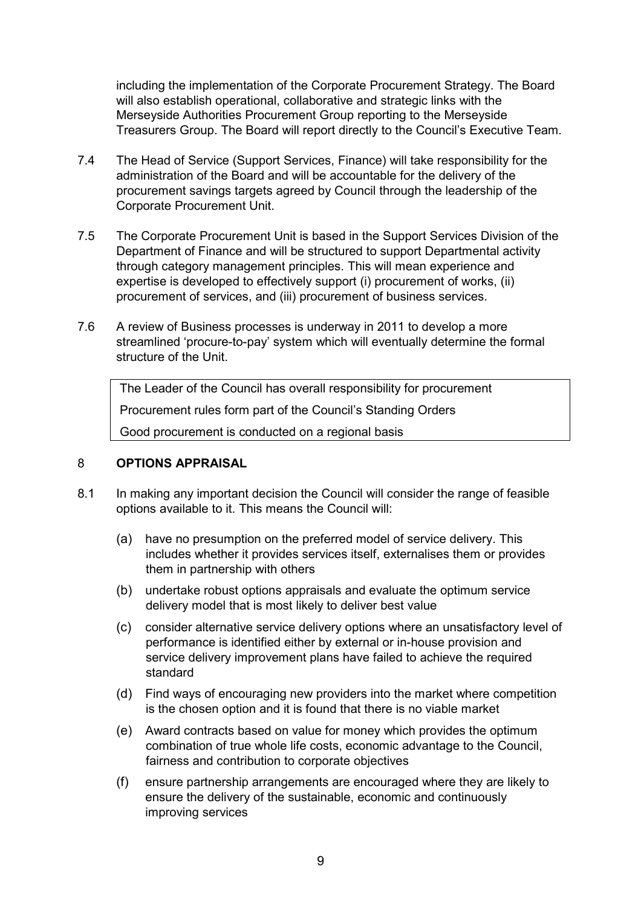including the implementation of the Corporate Procurement Strategy. The Board will also establish operational, collaborative and strategic links with the Merseyside Authorities Procurement Group reporting to the Merseyside Treasurers Group. The Board will report directly to the Council's Executive Team.

7.4 The Head of Service (Support Services, Finance) will take responsibility for the administration of the Board and will be accountable for the delivery of the procurement savings targets agreed by Council through the leadership of the Corporate Procurement Unit.

7.5 The Corporate Procurement Unit is based in the Support Services Division of the Department of Finance and will be structured to support Departmental activity through category management principles. This will mean experience and expertise is developed to effectively support (i) procurement of works, (ii) procurement of services, and (iii) procurement of business services.

7.6 A review of Business processes is underway in 2011 to develop a more streamlined 'procure-to-pay' system which will eventually determine the formal structure of the Unit.

| The Leader of the Council has overall responsibility for procurement |
|---|
| Procurement rules form part of the Council's Standing Orders |
| Good procurement is conducted on a regional basis |

## 8 OPTIONS APPRAISAL

8.1 In making any important decision the Council will consider the range of feasible options available to it. This means the Council will:

(a) have no presumption on the preferred model of service delivery. This includes whether it provides services itself, externalises them or provides them in partnership with others

(b) undertake robust options appraisals and evaluate the optimum service delivery model that is most likely to deliver best value

(c) consider alternative service delivery options where an unsatisfactory level of performance is identified either by external or in-house provision and service delivery improvement plans have failed to achieve the required standard

(d) Find ways of encouraging new providers into the market where competition is the chosen option and it is found that there is no viable market

(e) Award contracts based on value for money which provides the optimum combination of true whole life costs, economic advantage to the Council, fairness and contribution to corporate objectives

(f) ensure partnership arrangements are encouraged where they are likely to ensure the delivery of the sustainable, economic and continuously improving services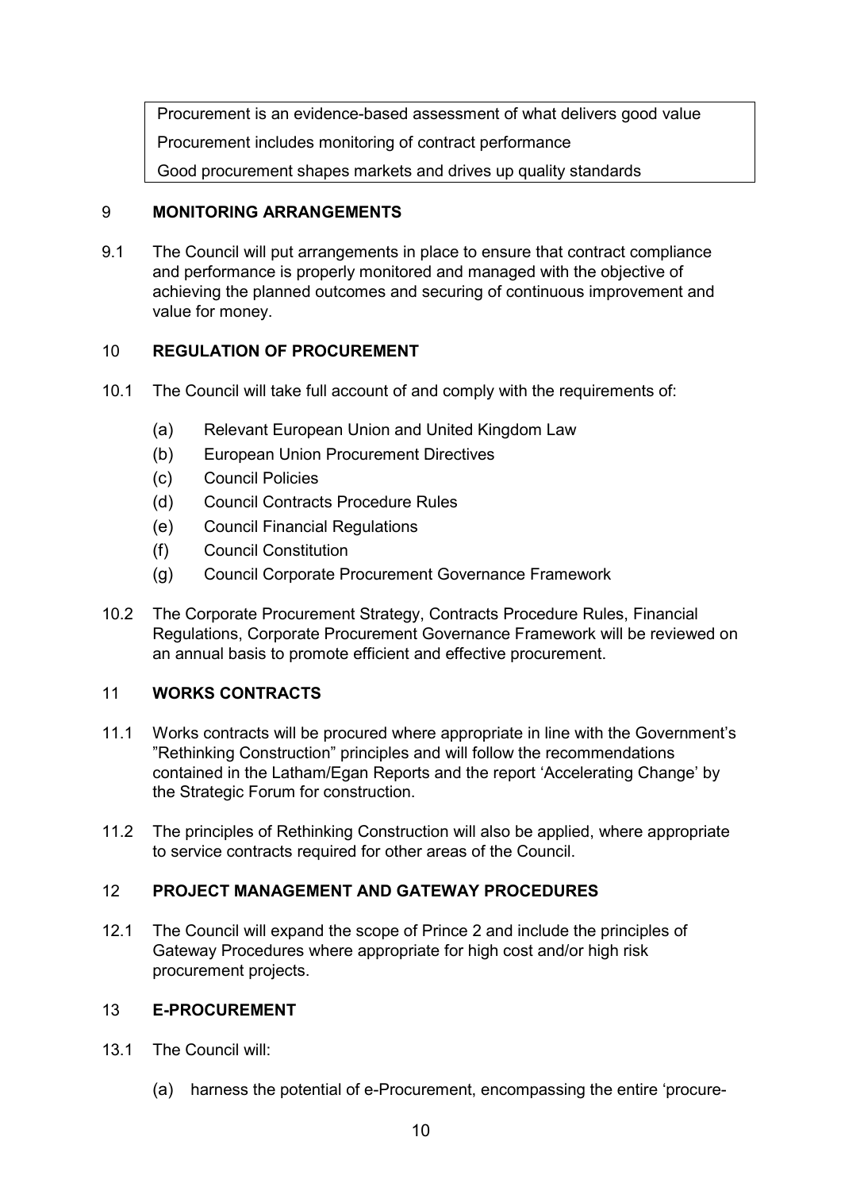| Procurement is an evidence-based assessment of what delivers good value |
| --- |
| Procurement includes monitoring of contract performance |
| Good procurement shapes markets and drives up quality standards |

## 9 MONITORING ARRANGEMENTS

9.1 The Council will put arrangements in place to ensure that contract compliance and performance is properly monitored and managed with the objective of achieving the planned outcomes and securing of continuous improvement and value for money.

## 10 REGULATION OF PROCUREMENT

10.1 The Council will take full account of and comply with the requirements of:

- (a) Relevant European Union and United Kingdom Law
- (b) European Union Procurement Directives
- (c) Council Policies
- (d) Council Contracts Procedure Rules
- (e) Council Financial Regulations
- (f) Council Constitution
- (g) Council Corporate Procurement Governance Framework

10.2 The Corporate Procurement Strategy, Contracts Procedure Rules, Financial Regulations, Corporate Procurement Governance Framework will be reviewed on an annual basis to promote efficient and effective procurement.

## 11 WORKS CONTRACTS

11.1 Works contracts will be procured where appropriate in line with the Government's "Rethinking Construction" principles and will follow the recommendations contained in the Latham/Egan Reports and the report 'Accelerating Change' by the Strategic Forum for construction.

11.2 The principles of Rethinking Construction will also be applied, where appropriate to service contracts required for other areas of the Council.

## 12 PROJECT MANAGEMENT AND GATEWAY PROCEDURES

12.1 The Council will expand the scope of Prince 2 and include the principles of Gateway Procedures where appropriate for high cost and/or high risk procurement projects.

## 13 E-PROCUREMENT

13.1 The Council will:

- (a) harness the potential of e-Procurement, encompassing the entire 'procure-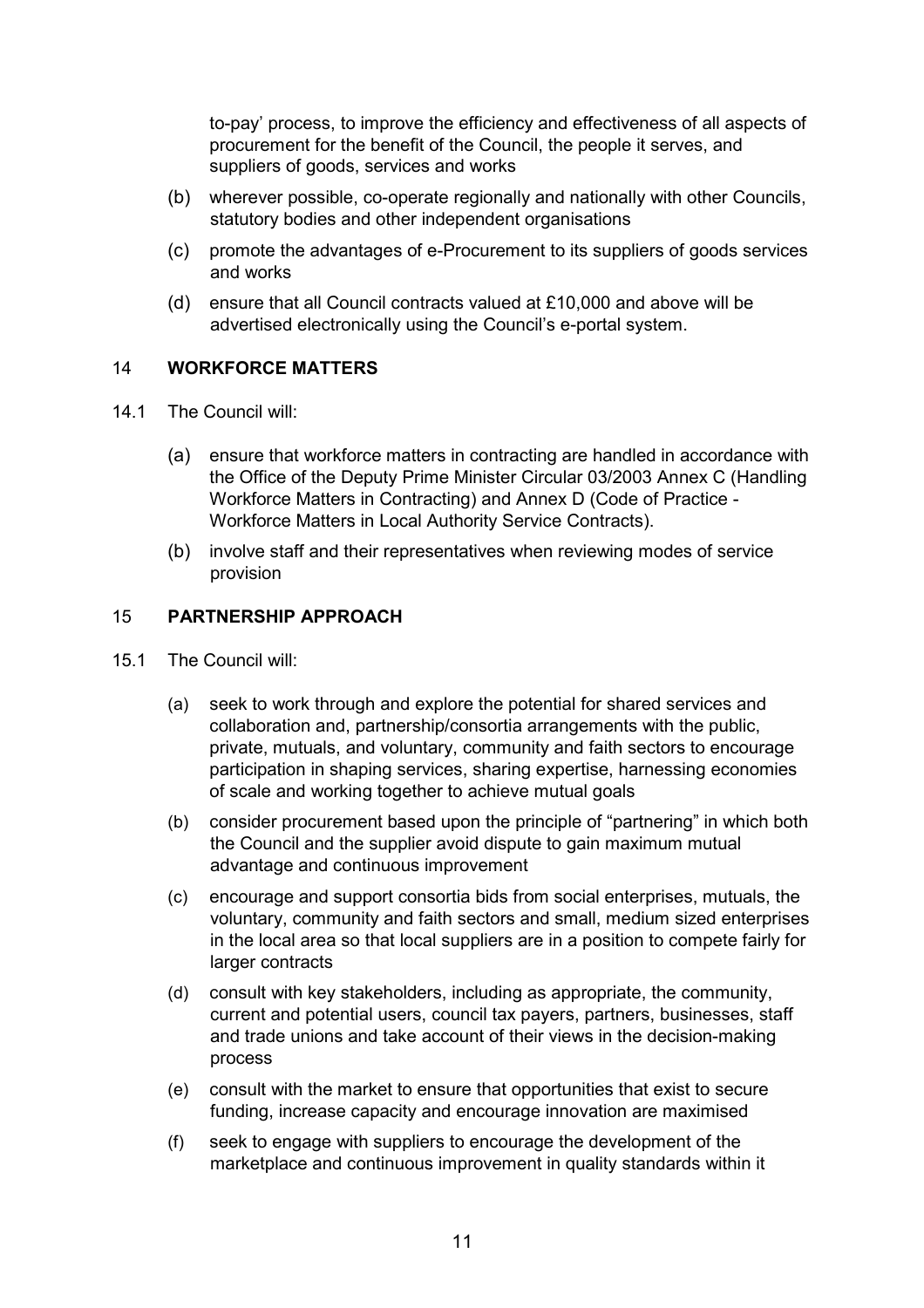to-pay' process, to improve the efficiency and effectiveness of all aspects of procurement for the benefit of the Council, the people it serves, and suppliers of goods, services and works

(b) wherever possible, co-operate regionally and nationally with other Councils, statutory bodies and other independent organisations

(c) promote the advantages of e-Procurement to its suppliers of goods services and works

(d) ensure that all Council contracts valued at £10,000 and above will be advertised electronically using the Council's e-portal system.

## 14 WORKFORCE MATTERS

14.1 The Council will:

(a) ensure that workforce matters in contracting are handled in accordance with the Office of the Deputy Prime Minister Circular 03/2003 Annex C (Handling Workforce Matters in Contracting) and Annex D (Code of Practice - Workforce Matters in Local Authority Service Contracts).

(b) involve staff and their representatives when reviewing modes of service provision

## 15 PARTNERSHIP APPROACH

15.1 The Council will:

(a) seek to work through and explore the potential for shared services and collaboration and, partnership/consortia arrangements with the public, private, mutuals, and voluntary, community and faith sectors to encourage participation in shaping services, sharing expertise, harnessing economies of scale and working together to achieve mutual goals

(b) consider procurement based upon the principle of "partnering" in which both the Council and the supplier avoid dispute to gain maximum mutual advantage and continuous improvement

(c) encourage and support consortia bids from social enterprises, mutuals, the voluntary, community and faith sectors and small, medium sized enterprises in the local area so that local suppliers are in a position to compete fairly for larger contracts

(d) consult with key stakeholders, including as appropriate, the community, current and potential users, council tax payers, partners, businesses, staff and trade unions and take account of their views in the decision-making process

(e) consult with the market to ensure that opportunities that exist to secure funding, increase capacity and encourage innovation are maximised

(f) seek to engage with suppliers to encourage the development of the marketplace and continuous improvement in quality standards within it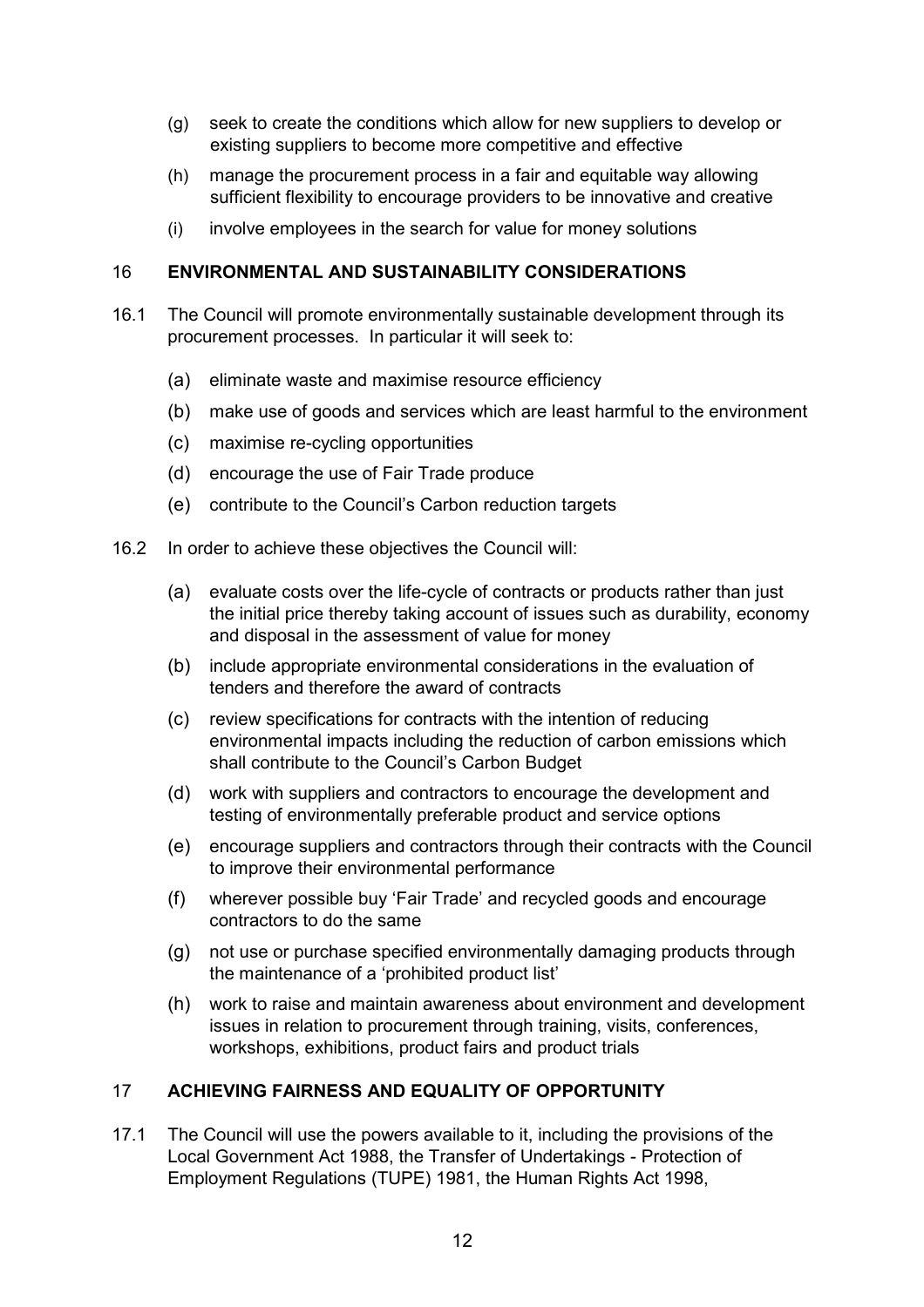(g) seek to create the conditions which allow for new suppliers to develop or existing suppliers to become more competitive and effective

(h) manage the procurement process in a fair and equitable way allowing sufficient flexibility to encourage providers to be innovative and creative

(i) involve employees in the search for value for money solutions

## 16 ENVIRONMENTAL AND SUSTAINABILITY CONSIDERATIONS

16.1 The Council will promote environmentally sustainable development through its procurement processes. In particular it will seek to:

(a) eliminate waste and maximise resource efficiency

(b) make use of goods and services which are least harmful to the environment

(c) maximise re-cycling opportunities

(d) encourage the use of Fair Trade produce

(e) contribute to the Council's Carbon reduction targets

16.2 In order to achieve these objectives the Council will:

(a) evaluate costs over the life-cycle of contracts or products rather than just the initial price thereby taking account of issues such as durability, economy and disposal in the assessment of value for money

(b) include appropriate environmental considerations in the evaluation of tenders and therefore the award of contracts

(c) review specifications for contracts with the intention of reducing environmental impacts including the reduction of carbon emissions which shall contribute to the Council's Carbon Budget

(d) work with suppliers and contractors to encourage the development and testing of environmentally preferable product and service options

(e) encourage suppliers and contractors through their contracts with the Council to improve their environmental performance

(f) wherever possible buy 'Fair Trade' and recycled goods and encourage contractors to do the same

(g) not use or purchase specified environmentally damaging products through the maintenance of a 'prohibited product list'

(h) work to raise and maintain awareness about environment and development issues in relation to procurement through training, visits, conferences, workshops, exhibitions, product fairs and product trials

## 17 ACHIEVING FAIRNESS AND EQUALITY OF OPPORTUNITY

17.1 The Council will use the powers available to it, including the provisions of the Local Government Act 1988, the Transfer of Undertakings - Protection of Employment Regulations (TUPE) 1981, the Human Rights Act 1998,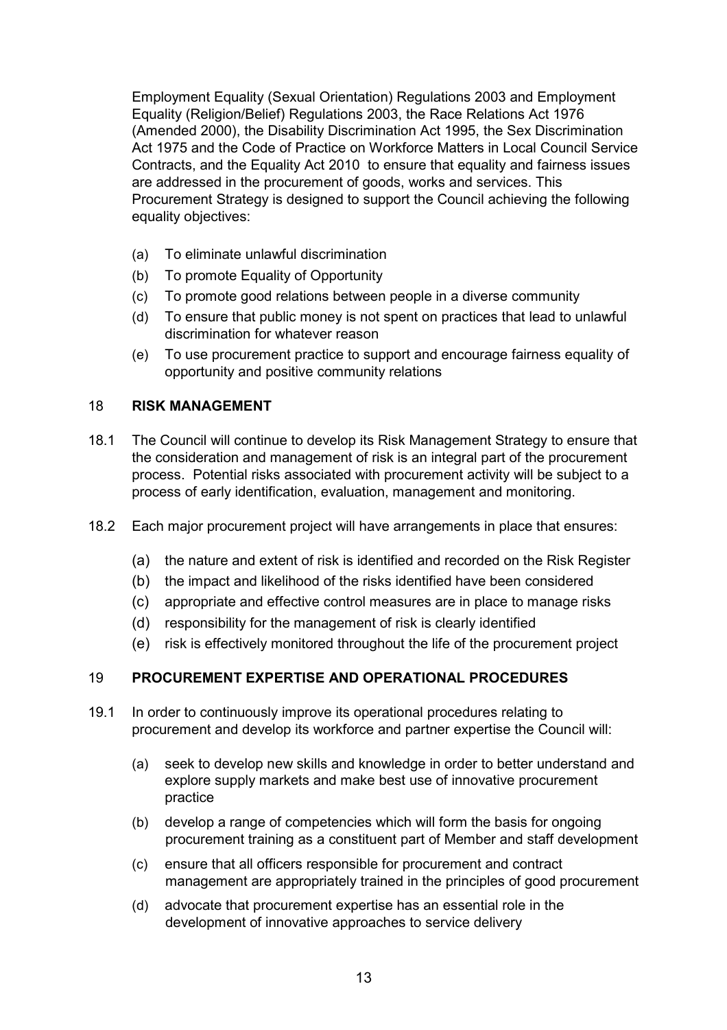Employment Equality (Sexual Orientation) Regulations 2003 and Employment Equality (Religion/Belief) Regulations 2003, the Race Relations Act 1976 (Amended 2000), the Disability Discrimination Act 1995, the Sex Discrimination Act 1975 and the Code of Practice on Workforce Matters in Local Council Service Contracts, and the Equality Act 2010 to ensure that equality and fairness issues are addressed in the procurement of goods, works and services. This Procurement Strategy is designed to support the Council achieving the following equality objectives:

- (a) To eliminate unlawful discrimination
- (b) To promote Equality of Opportunity
- (c) To promote good relations between people in a diverse community
- (d) To ensure that public money is not spent on practices that lead to unlawful discrimination for whatever reason
- (e) To use procurement practice to support and encourage fairness equality of opportunity and positive community relations

## 18 RISK MANAGEMENT

18.1 The Council will continue to develop its Risk Management Strategy to ensure that the consideration and management of risk is an integral part of the procurement process. Potential risks associated with procurement activity will be subject to a process of early identification, evaluation, management and monitoring.

18.2 Each major procurement project will have arrangements in place that ensures:

- (a) the nature and extent of risk is identified and recorded on the Risk Register
- (b) the impact and likelihood of the risks identified have been considered
- (c) appropriate and effective control measures are in place to manage risks
- (d) responsibility for the management of risk is clearly identified
- (e) risk is effectively monitored throughout the life of the procurement project

## 19 PROCUREMENT EXPERTISE AND OPERATIONAL PROCEDURES

19.1 In order to continuously improve its operational procedures relating to procurement and develop its workforce and partner expertise the Council will:

- (a) seek to develop new skills and knowledge in order to better understand and explore supply markets and make best use of innovative procurement practice
- (b) develop a range of competencies which will form the basis for ongoing procurement training as a constituent part of Member and staff development
- (c) ensure that all officers responsible for procurement and contract management are appropriately trained in the principles of good procurement
- (d) advocate that procurement expertise has an essential role in the development of innovative approaches to service delivery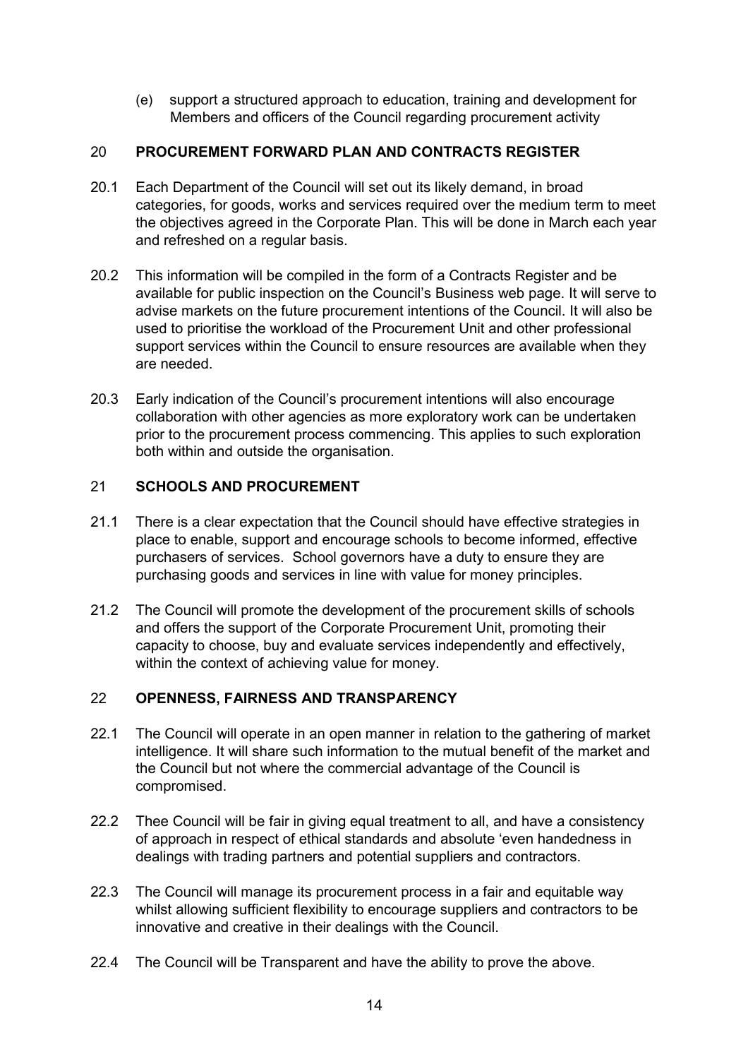(e) support a structured approach to education, training and development for Members and officers of the Council regarding procurement activity

## 20 PROCUREMENT FORWARD PLAN AND CONTRACTS REGISTER

20.1 Each Department of the Council will set out its likely demand, in broad categories, for goods, works and services required over the medium term to meet the objectives agreed in the Corporate Plan. This will be done in March each year and refreshed on a regular basis.

20.2 This information will be compiled in the form of a Contracts Register and be available for public inspection on the Council's Business web page. It will serve to advise markets on the future procurement intentions of the Council. It will also be used to prioritise the workload of the Procurement Unit and other professional support services within the Council to ensure resources are available when they are needed.

20.3 Early indication of the Council's procurement intentions will also encourage collaboration with other agencies as more exploratory work can be undertaken prior to the procurement process commencing. This applies to such exploration both within and outside the organisation.

## 21 SCHOOLS AND PROCUREMENT

21.1 There is a clear expectation that the Council should have effective strategies in place to enable, support and encourage schools to become informed, effective purchasers of services. School governors have a duty to ensure they are purchasing goods and services in line with value for money principles.

21.2 The Council will promote the development of the procurement skills of schools and offers the support of the Corporate Procurement Unit, promoting their capacity to choose, buy and evaluate services independently and effectively, within the context of achieving value for money.

## 22 OPENNESS, FAIRNESS AND TRANSPARENCY

22.1 The Council will operate in an open manner in relation to the gathering of market intelligence. It will share such information to the mutual benefit of the market and the Council but not where the commercial advantage of the Council is compromised.

22.2 Thee Council will be fair in giving equal treatment to all, and have a consistency of approach in respect of ethical standards and absolute 'even handedness in dealings with trading partners and potential suppliers and contractors.

22.3 The Council will manage its procurement process in a fair and equitable way whilst allowing sufficient flexibility to encourage suppliers and contractors to be innovative and creative in their dealings with the Council.

22.4 The Council will be Transparent and have the ability to prove the above.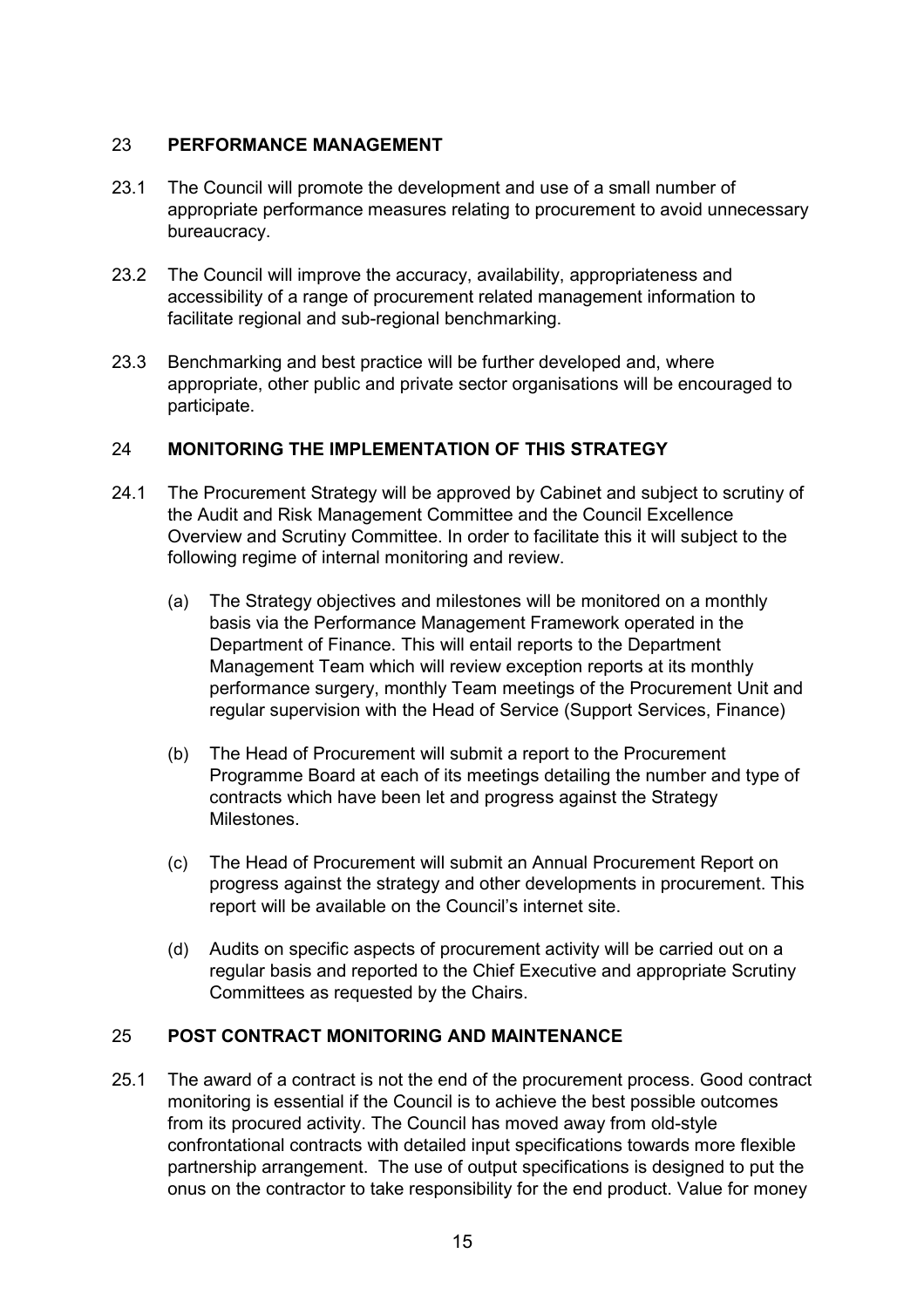## 23 PERFORMANCE MANAGEMENT

23.1 The Council will promote the development and use of a small number of appropriate performance measures relating to procurement to avoid unnecessary bureaucracy.

23.2 The Council will improve the accuracy, availability, appropriateness and accessibility of a range of procurement related management information to facilitate regional and sub-regional benchmarking.

23.3 Benchmarking and best practice will be further developed and, where appropriate, other public and private sector organisations will be encouraged to participate.

## 24 MONITORING THE IMPLEMENTATION OF THIS STRATEGY

24.1 The Procurement Strategy will be approved by Cabinet and subject to scrutiny of the Audit and Risk Management Committee and the Council Excellence Overview and Scrutiny Committee. In order to facilitate this it will subject to the following regime of internal monitoring and review.

(a) The Strategy objectives and milestones will be monitored on a monthly basis via the Performance Management Framework operated in the Department of Finance. This will entail reports to the Department Management Team which will review exception reports at its monthly performance surgery, monthly Team meetings of the Procurement Unit and regular supervision with the Head of Service (Support Services, Finance)

(b) The Head of Procurement will submit a report to the Procurement Programme Board at each of its meetings detailing the number and type of contracts which have been let and progress against the Strategy Milestones.

(c) The Head of Procurement will submit an Annual Procurement Report on progress against the strategy and other developments in procurement. This report will be available on the Council's internet site.

(d) Audits on specific aspects of procurement activity will be carried out on a regular basis and reported to the Chief Executive and appropriate Scrutiny Committees as requested by the Chairs.

## 25 POST CONTRACT MONITORING AND MAINTENANCE

25.1 The award of a contract is not the end of the procurement process. Good contract monitoring is essential if the Council is to achieve the best possible outcomes from its procured activity. The Council has moved away from old-style confrontational contracts with detailed input specifications towards more flexible partnership arrangement. The use of output specifications is designed to put the onus on the contractor to take responsibility for the end product. Value for money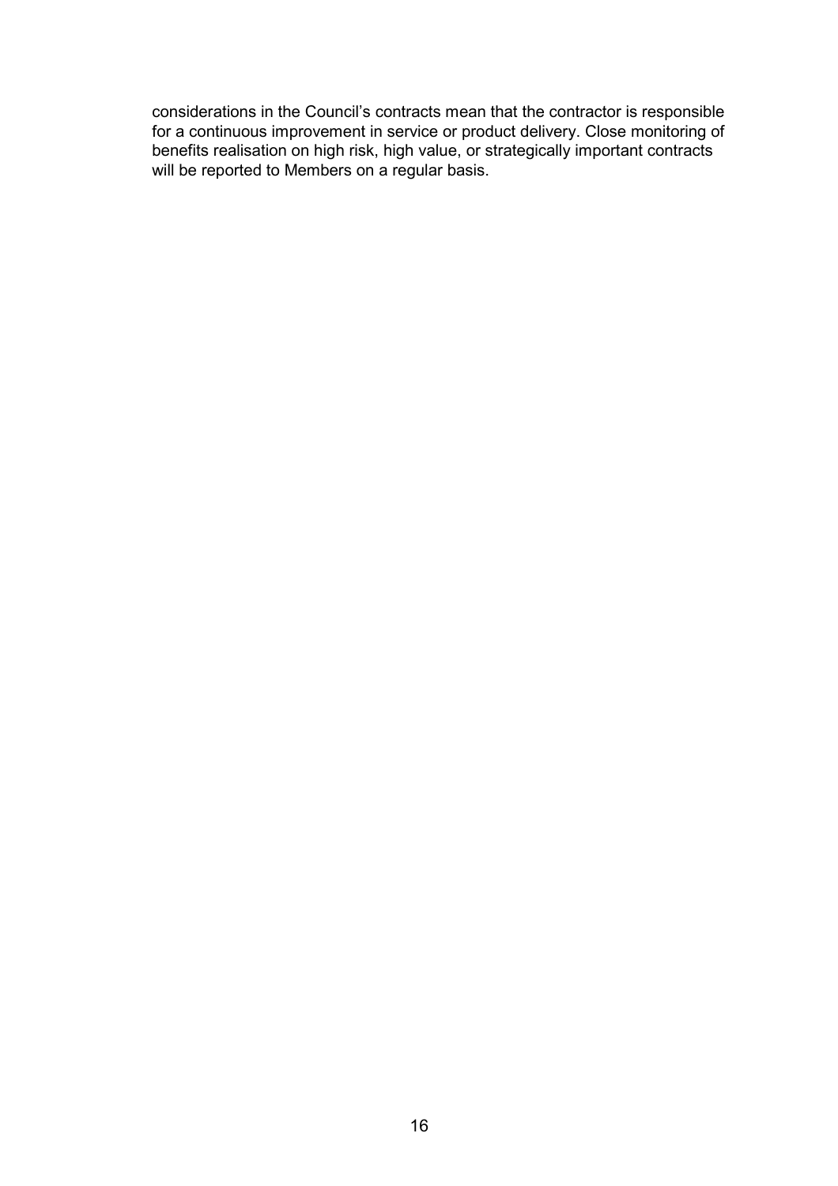considerations in the Council's contracts mean that the contractor is responsible for a continuous improvement in service or product delivery. Close monitoring of benefits realisation on high risk, high value, or strategically important contracts will be reported to Members on a regular basis.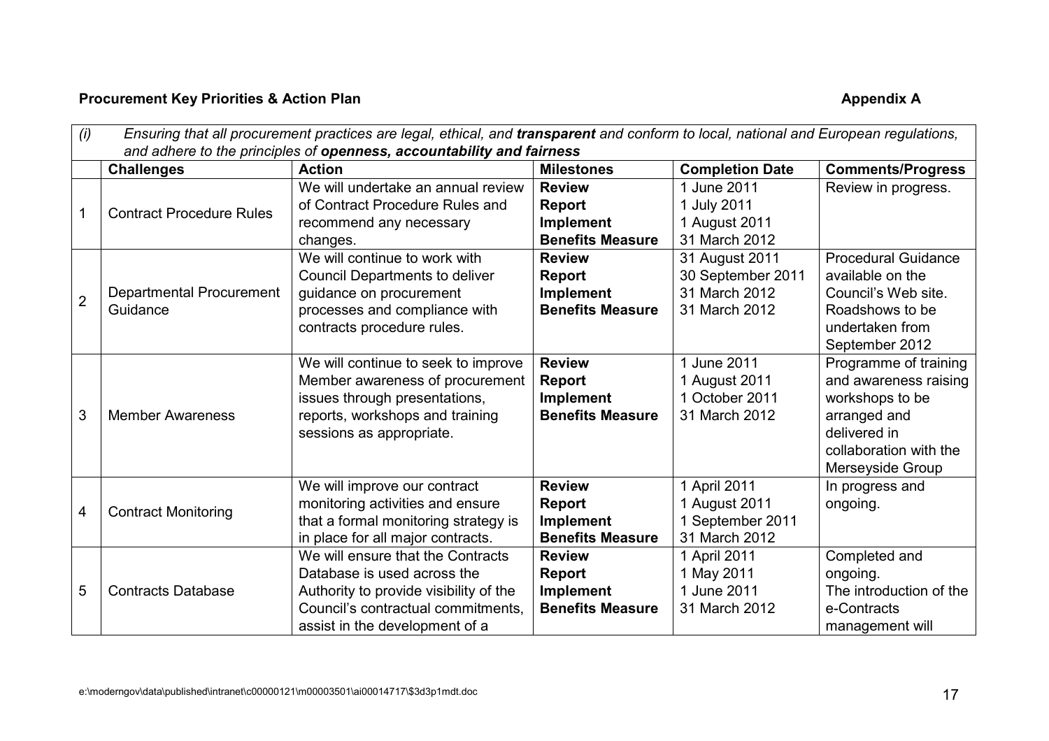**Procurement Key Priorities & Action Plan** **Appendix A**

| (i) | *Ensuring that all procurement practices are legal, ethical, and **transparent** and conform to local, national and European regulations, and adhere to the principles of **openness, accountability and fairness*** | | | | |
|---|---|---|---|---|---|
| | **Challenges** | **Action** | **Milestones** | **Completion Date** | **Comments/Progress** |
| 1 | Contract Procedure Rules | We will undertake an annual review of Contract Procedure Rules and recommend any necessary changes. | **Review**<br>**Report**<br>**Implement**<br>**Benefits Measure** | 1 June 2011<br>1 July 2011<br>1 August 2011<br>31 March 2012 | Review in progress. |
| 2 | Departmental Procurement Guidance | We will continue to work with Council Departments to deliver guidance on procurement processes and compliance with contracts procedure rules. | **Review**<br>**Report**<br>**Implement**<br>**Benefits Measure** | 31 August 2011<br>30 September 2011<br>31 March 2012<br>31 March 2012 | Procedural Guidance available on the Council's Web site. Roadshows to be undertaken from September 2012 |
| 3 | Member Awareness | We will continue to seek to improve Member awareness of procurement issues through presentations, reports, workshops and training sessions as appropriate. | **Review**<br>**Report**<br>**Implement**<br>**Benefits Measure** | 1 June 2011<br>1 August 2011<br>1 October 2011<br>31 March 2012 | Programme of training and awareness raising workshops to be arranged and delivered in collaboration with the Merseyside Group |
| 4 | Contract Monitoring | We will improve our contract monitoring activities and ensure that a formal monitoring strategy is in place for all major contracts. | **Review**<br>**Report**<br>**Implement**<br>**Benefits Measure** | 1 April 2011<br>1 August 2011<br>1 September 2011<br>31 March 2012 | In progress and ongoing. |
| 5 | Contracts Database | We will ensure that the Contracts Database is used across the Authority to provide visibility of the Council's contractual commitments, assist in the development of a | **Review**<br>**Report**<br>**Implement**<br>**Benefits Measure** | 1 April 2011<br>1 May 2011<br>1 June 2011<br>31 March 2012 | Completed and ongoing. The introduction of the e-Contracts management will |

e:\moderngov\data\published\intranet\c00000121\m00003501\ai00014717\$3d3p1mdt.doc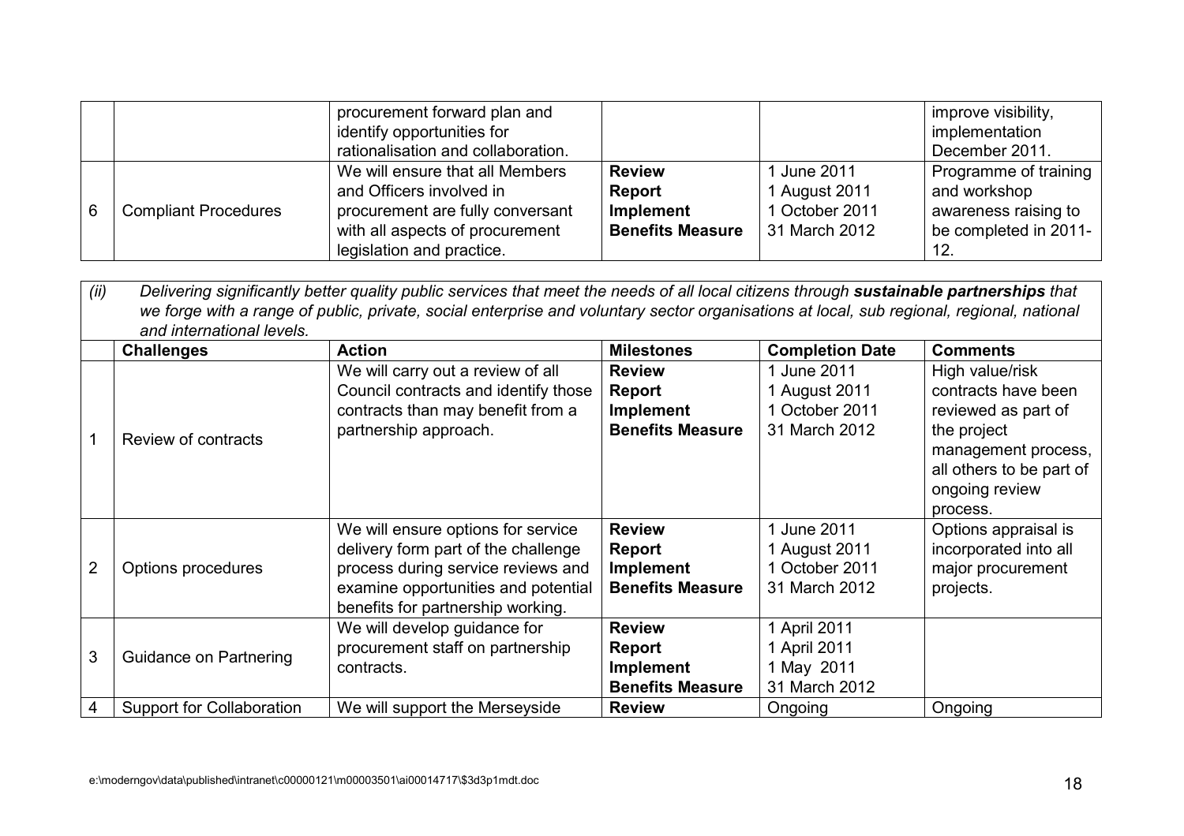|   |   | procurement forward plan and identify opportunities for rationalisation and collaboration. |   |   | improve visibility, implementation December 2011. |
|---|---|---|---|---|---|
| 6 | Compliant Procedures | We will ensure that all Members and Officers involved in procurement are fully conversant with all aspects of procurement legislation and practice. | **Review**<br>**Report**<br>**Implement**<br>**Benefits Measure** | 1 June 2011<br>1 August 2011<br>1 October 2011<br>31 March 2012 | Programme of training and workshop awareness raising to be completed in 2011-12. |

*(ii) Delivering significantly better quality public services that meet the needs of all local citizens through* ***sustainable partnerships*** *that we forge with a range of public, private, social enterprise and voluntary sector organisations at local, sub regional, regional, national and international levels.*

|   | Challenges | Action | Milestones | Completion Date | Comments |
|---|---|---|---|---|---|
| 1 | Review of contracts | We will carry out a review of all Council contracts and identify those contracts than may benefit from a partnership approach. | **Review**<br>**Report**<br>**Implement**<br>**Benefits Measure** | 1 June 2011<br>1 August 2011<br>1 October 2011<br>31 March 2012 | High value/risk contracts have been reviewed as part of the project management process, all others to be part of ongoing review process. |
| 2 | Options procedures | We will ensure options for service delivery form part of the challenge process during service reviews and examine opportunities and potential benefits for partnership working. | **Review**<br>**Report**<br>**Implement**<br>**Benefits Measure** | 1 June 2011<br>1 August 2011<br>1 October 2011<br>31 March 2012 | Options appraisal is incorporated into all major procurement projects. |
| 3 | Guidance on Partnering | We will develop guidance for procurement staff on partnership contracts. | **Review**<br>**Report**<br>**Implement**<br>**Benefits Measure** | 1 April 2011<br>1 April 2011<br>1 May 2011<br>31 March 2012 |   |
| 4 | Support for Collaboration | We will support the Merseyside | **Review** | Ongoing | Ongoing |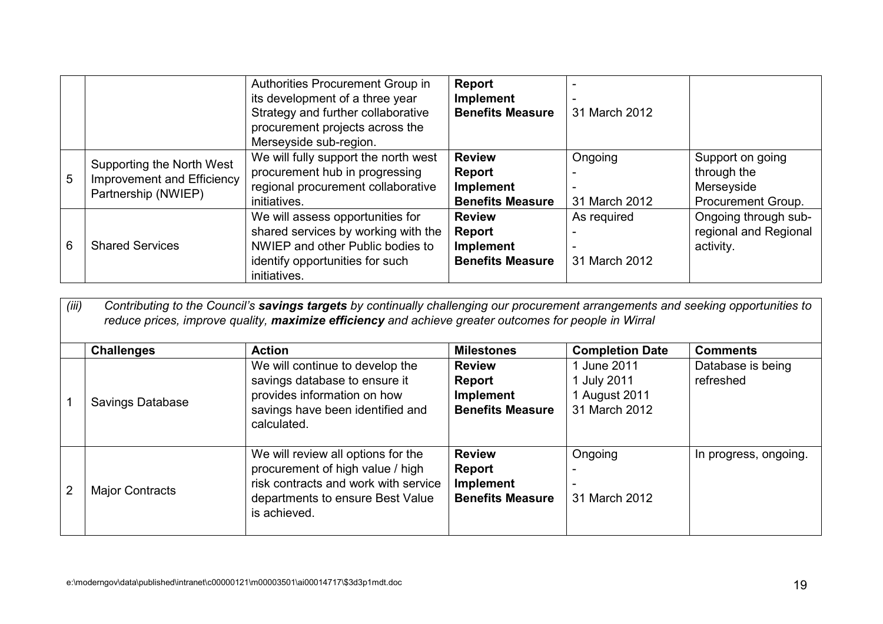| | | Action | Milestones | Completion Date | Comments |
|---|---|---|---|---|---|
| | | Authorities Procurement Group in its development of a three year Strategy and further collaborative procurement projects across the Merseyside sub-region. | **Report**<br>**Implement**<br>**Benefits Measure** | -<br>-<br>31 March 2012 | |
| 5 | Supporting the North West Improvement and Efficiency Partnership (NWIEP) | We will fully support the north west procurement hub in progressing regional procurement collaborative initiatives. | **Review**<br>**Report**<br>**Implement**<br>**Benefits Measure** | Ongoing<br>-<br>-<br>31 March 2012 | Support on going through the Merseyside Procurement Group. |
| 6 | Shared Services | We will assess opportunities for shared services by working with the NWIEP and other Public bodies to identify opportunities for such initiatives. | **Review**<br>**Report**<br>**Implement**<br>**Benefits Measure** | As required<br>-<br>-<br>31 March 2012 | Ongoing through sub-regional and Regional activity. |

*(iii) Contributing to the Council's **savings targets** by continually challenging our procurement arrangements and seeking opportunities to reduce prices, improve quality, **maximize efficiency** and achieve greater outcomes for people in Wirral*

| | Challenges | Action | Milestones | Completion Date | Comments |
|---|---|---|---|---|---|
| 1 | Savings Database | We will continue to develop the savings database to ensure it provides information on how savings have been identified and calculated. | **Review**<br>**Report**<br>**Implement**<br>**Benefits Measure** | 1 June 2011<br>1 July 2011<br>1 August 2011<br>31 March 2012 | Database is being refreshed |
| 2 | Major Contracts | We will review all options for the procurement of high value / high risk contracts and work with service departments to ensure Best Value is achieved. | **Review**<br>**Report**<br>**Implement**<br>**Benefits Measure** | Ongoing<br>-<br>-<br>31 March 2012 | In progress, ongoing. |

e:\moderngov\data\published\intranet\c00000121\m00003501\ai00014717\$3d3p1mdt.doc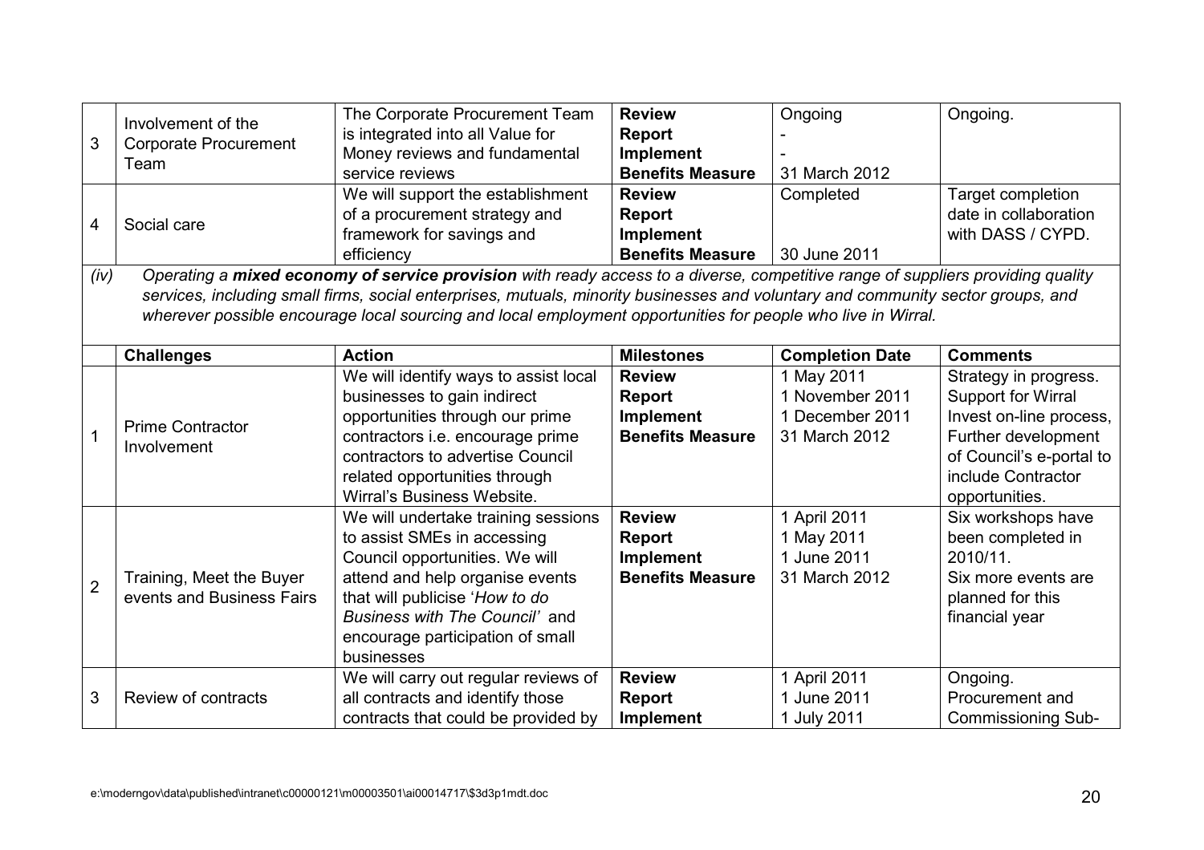| 3 | Involvement of the Corporate Procurement Team | The Corporate Procurement Team is integrated into all Value for Money reviews and fundamental service reviews | **Review**<br>**Report**<br>**Implement**<br>**Benefits Measure** | Ongoing<br>-<br>-<br>31 March 2012 | Ongoing. |
|---|---|---|---|---|---|
| 4 | Social care | We will support the establishment of a procurement strategy and framework for savings and efficiency | **Review**<br>**Report**<br>**Implement**<br>**Benefits Measure** | Completed<br><br><br>30 June 2011 | Target completion date in collaboration with DASS / CYPD. |

*(iv) Operating a* ***mixed economy of service provision*** *with ready access to a diverse, competitive range of suppliers providing quality services, including small firms, social enterprises, mutuals, minority businesses and voluntary and community sector groups, and wherever possible encourage local sourcing and local employment opportunities for people who live in Wirral.*

| | **Challenges** | **Action** | **Milestones** | **Completion Date** | **Comments** |
|---|---|---|---|---|---|
| 1 | Prime Contractor Involvement | We will identify ways to assist local businesses to gain indirect opportunities through our prime contractors i.e. encourage prime contractors to advertise Council related opportunities through Wirral's Business Website. | **Review**<br>**Report**<br>**Implement**<br>**Benefits Measure** | 1 May 2011<br>1 November 2011<br>1 December 2011<br>31 March 2012 | Strategy in progress. Support for Wirral Invest on-line process, Further development of Council's e-portal to include Contractor opportunities. |
| 2 | Training, Meet the Buyer events and Business Fairs | We will undertake training sessions to assist SMEs in accessing Council opportunities. We will attend and help organise events that will publicise '*How to do Business with The Council'* and encourage participation of small businesses | **Review**<br>**Report**<br>**Implement**<br>**Benefits Measure** | 1 April 2011<br>1 May 2011<br>1 June 2011<br>31 March 2012 | Six workshops have been completed in 2010/11.<br>Six more events are planned for this financial year |
| 3 | Review of contracts | We will carry out regular reviews of all contracts and identify those contracts that could be provided by | **Review**<br>**Report**<br>**Implement** | 1 April 2011<br>1 June 2011<br>1 July 2011 | Ongoing.<br>Procurement and Commissioning Sub- |

e:\moderngov\data\published\intranet\c00000121\m00003501\ai00014717\$3d3p1mdt.doc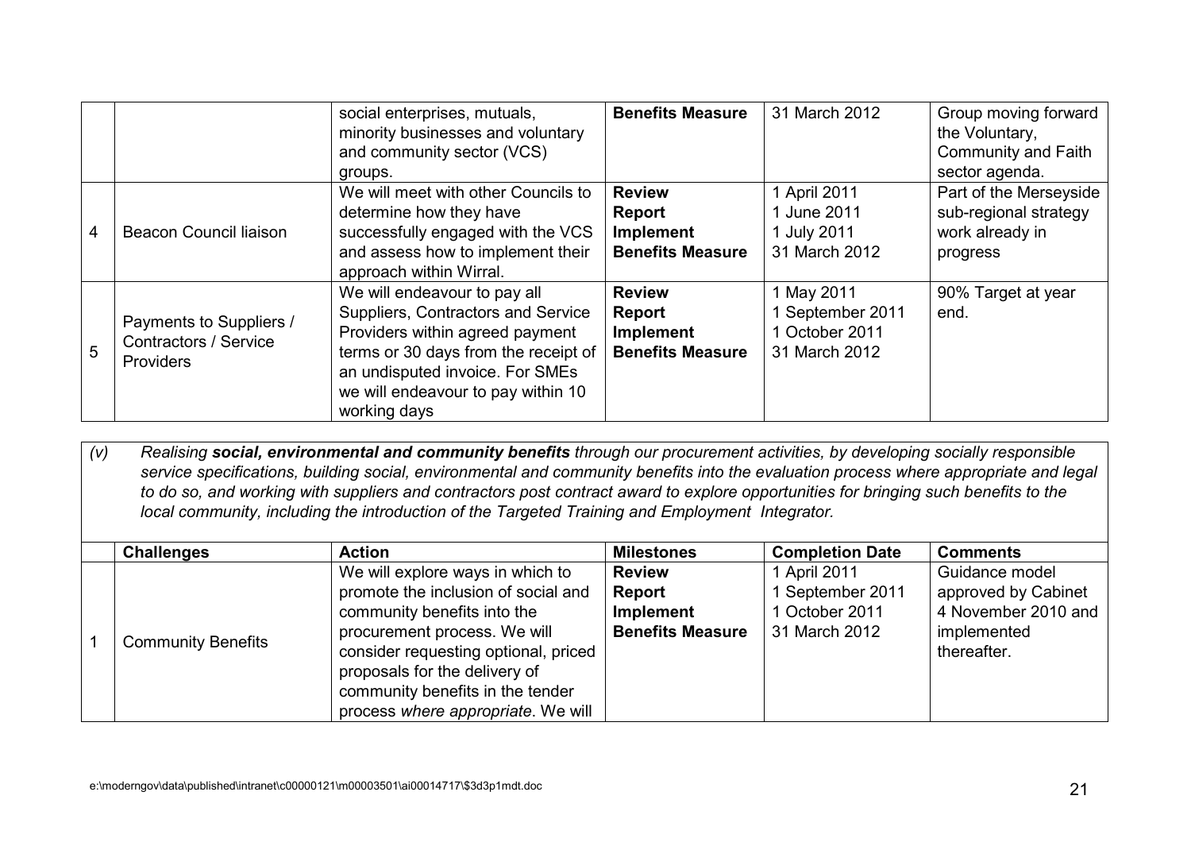| | | social enterprises, mutuals, minority businesses and voluntary and community sector (VCS) groups. | **Benefits Measure** | 31 March 2012 | Group moving forward the Voluntary, Community and Faith sector agenda. |
|---|---|---|---|---|---|
| 4 | Beacon Council liaison | We will meet with other Councils to determine how they have successfully engaged with the VCS and assess how to implement their approach within Wirral. | **Review**<br>**Report**<br>**Implement**<br>**Benefits Measure** | 1 April 2011<br>1 June 2011<br>1 July 2011<br>31 March 2012 | Part of the Merseyside sub-regional strategy work already in progress |
| 5 | Payments to Suppliers / Contractors / Service Providers | We will endeavour to pay all Suppliers, Contractors and Service Providers within agreed payment terms or 30 days from the receipt of an undisputed invoice. For SMEs we will endeavour to pay within 10 working days | **Review**<br>**Report**<br>**Implement**<br>**Benefits Measure** | 1 May 2011<br>1 September 2011<br>1 October 2011<br>31 March 2012 | 90% Target at year end. |

*(v) Realising **social, environmental and community benefits** through our procurement activities, by developing socially responsible service specifications, building social, environmental and community benefits into the evaluation process where appropriate and legal to do so, and working with suppliers and contractors post contract award to explore opportunities for bringing such benefits to the local community, including the introduction of the Targeted Training and Employment Integrator.*

| | Challenges | Action | Milestones | Completion Date | Comments |
|---|---|---|---|---|---|
| 1 | Community Benefits | We will explore ways in which to promote the inclusion of social and community benefits into the procurement process. We will consider requesting optional, priced proposals for the delivery of community benefits in the tender process *where appropriate*. We will | **Review**<br>**Report**<br>**Implement**<br>**Benefits Measure** | 1 April 2011<br>1 September 2011<br>1 October 2011<br>31 March 2012 | Guidance model approved by Cabinet 4 November 2010 and implemented thereafter. |

e:\moderngov\data\published\intranet\c00000121\m00003501\ai00014717\$3d3p1mdt.doc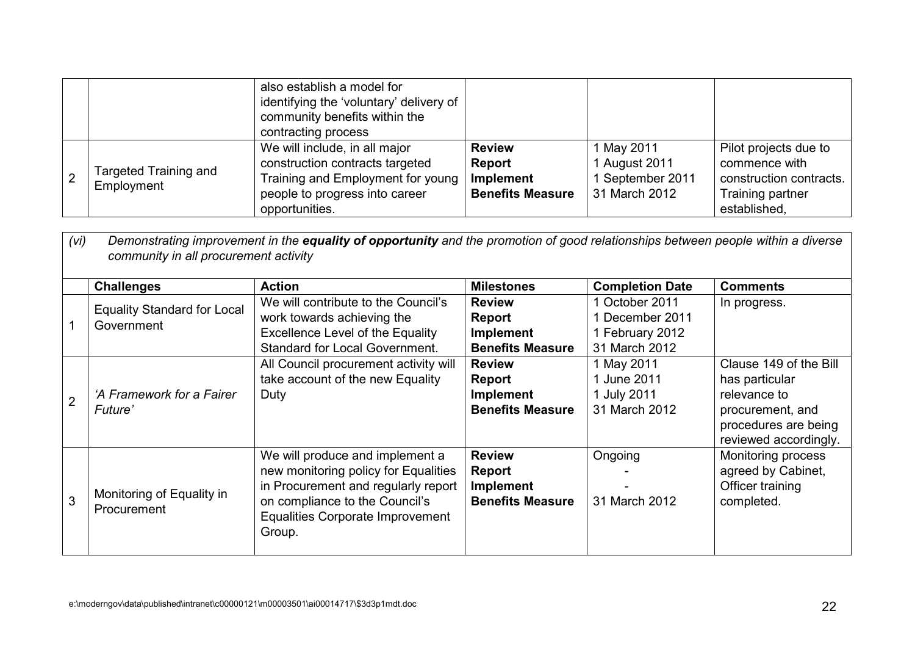| | | | | | |
|---|---|---|---|---|---|
| | | also establish a model for identifying the 'voluntary' delivery of community benefits within the contracting process | | | |
| 2 | Targeted Training and Employment | We will include, in all major construction contracts targeted Training and Employment for young people to progress into career opportunities. | **Review**<br>**Report**<br>**Implement**<br>**Benefits Measure** | 1 May 2011<br>1 August 2011<br>1 September 2011<br>31 March 2012 | Pilot projects due to commence with construction contracts. Training partner established, |

*(vi) Demonstrating improvement in the* ***equality of opportunity*** *and the promotion of good relationships between people within a diverse community in all procurement activity*

| | Challenges | Action | Milestones | Completion Date | Comments |
|---|---|---|---|---|---|
| 1 | Equality Standard for Local Government | We will contribute to the Council's work towards achieving the Excellence Level of the Equality Standard for Local Government. | **Review**<br>**Report**<br>**Implement**<br>**Benefits Measure** | 1 October 2011<br>1 December 2011<br>1 February 2012<br>31 March 2012 | In progress. |
| 2 | *'A Framework for a Fairer Future'* | All Council procurement activity will take account of the new Equality Duty | **Review**<br>**Report**<br>**Implement**<br>**Benefits Measure** | 1 May 2011<br>1 June 2011<br>1 July 2011<br>31 March 2012 | Clause 149 of the Bill has particular relevance to procurement, and procedures are being reviewed accordingly. |
| 3 | Monitoring of Equality in Procurement | We will produce and implement a new monitoring policy for Equalities in Procurement and regularly report on compliance to the Council's Equalities Corporate Improvement Group. | **Review**<br>**Report**<br>**Implement**<br>**Benefits Measure** | Ongoing<br>-<br>-<br>31 March 2012 | Monitoring process agreed by Cabinet, Officer training completed. |

e:\moderngov\data\published\intranet\c00000121\m00003501\ai00014717\$3d3p1mdt.doc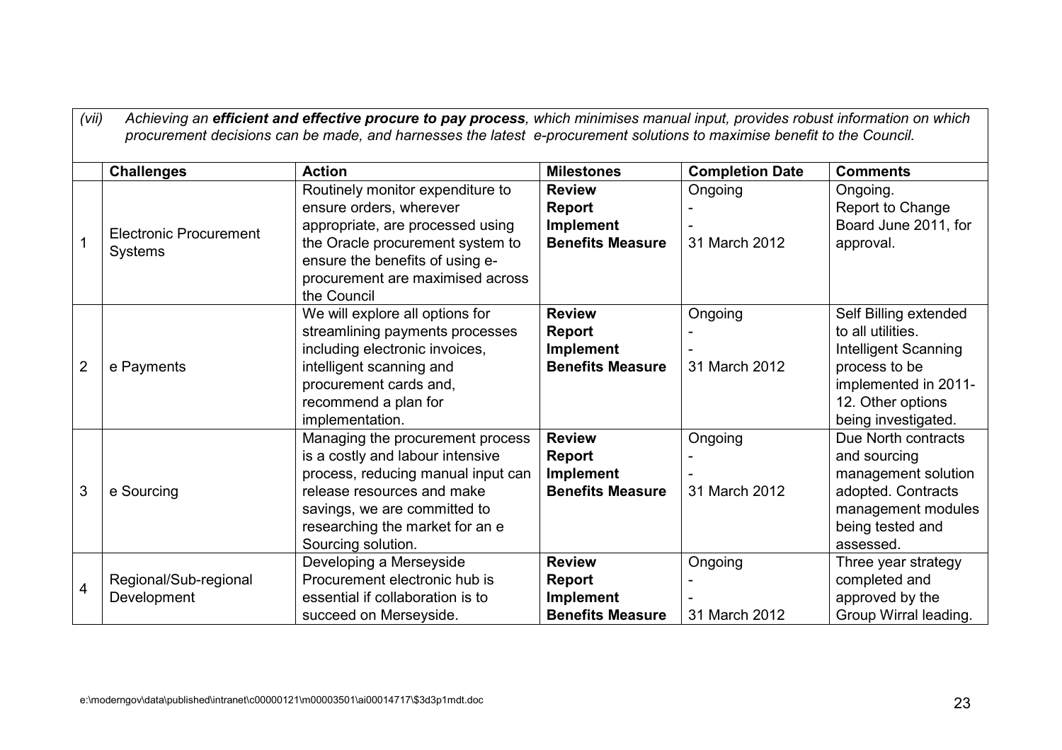*(vii) Achieving an **efficient and effective procure to pay process**, which minimises manual input, provides robust information on which procurement decisions can be made, and harnesses the latest e-procurement solutions to maximise benefit to the Council.*

| | Challenges | Action | Milestones | Completion Date | Comments |
|---|---|---|---|---|---|
| 1 | Electronic Procurement Systems | Routinely monitor expenditure to ensure orders, wherever appropriate, are processed using the Oracle procurement system to ensure the benefits of using e-procurement are maximised across the Council | **Review**<br>**Report**<br>**Implement**<br>**Benefits Measure** | Ongoing<br>-<br>-<br>31 March 2012 | Ongoing.<br>Report to Change Board June 2011, for approval. |
| 2 | e Payments | We will explore all options for streamlining payments processes including electronic invoices, intelligent scanning and procurement cards and, recommend a plan for implementation. | **Review**<br>**Report**<br>**Implement**<br>**Benefits Measure** | Ongoing<br>-<br>-<br>31 March 2012 | Self Billing extended to all utilities.<br>Intelligent Scanning process to be implemented in 2011-12. Other options being investigated. |
| 3 | e Sourcing | Managing the procurement process is a costly and labour intensive process, reducing manual input can release resources and make savings, we are committed to researching the market for an e Sourcing solution. | **Review**<br>**Report**<br>**Implement**<br>**Benefits Measure** | Ongoing<br>-<br>-<br>31 March 2012 | Due North contracts and sourcing management solution adopted. Contracts management modules being tested and assessed. |
| 4 | Regional/Sub-regional Development | Developing a Merseyside Procurement electronic hub is essential if collaboration is to succeed on Merseyside. | **Review**<br>**Report**<br>**Implement**<br>**Benefits Measure** | Ongoing<br>-<br>-<br>31 March 2012 | Three year strategy completed and approved by the Group Wirral leading. |

e:\moderngov\data\published\intranet\c00000121\m00003501\ai00014717\$3d3p1mdt.doc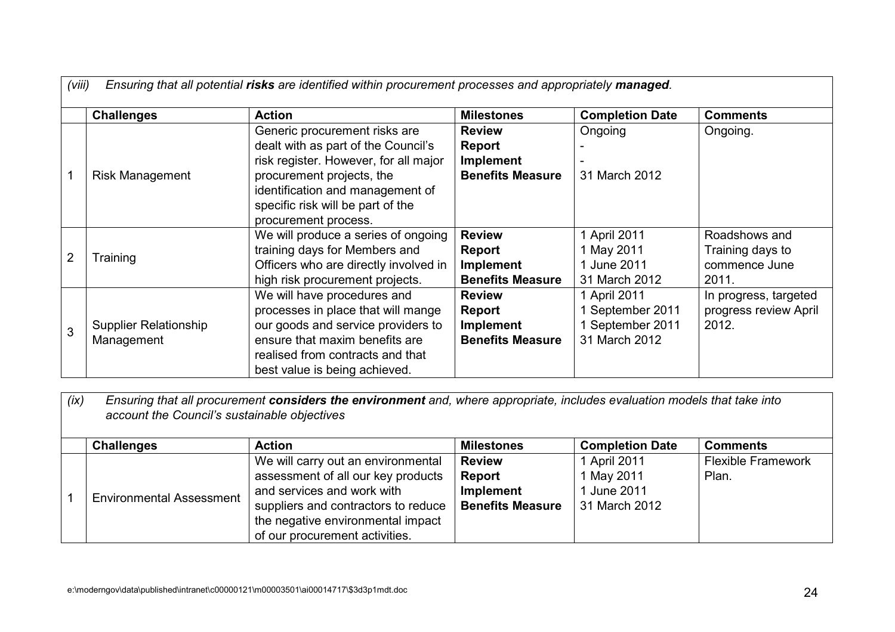*(viii) Ensuring that all potential* ***risks*** *are identified within procurement processes and appropriately* ***managed****.*

| | Challenges | Action | Milestones | Completion Date | Comments |
|---|---|---|---|---|---|
| 1 | Risk Management | Generic procurement risks are dealt with as part of the Council's risk register. However, for all major procurement projects, the identification and management of specific risk will be part of the procurement process. | **Review**<br>**Report**<br>**Implement**<br>**Benefits Measure** | Ongoing<br>-<br>-<br>31 March 2012 | Ongoing. |
| 2 | Training | We will produce a series of ongoing training days for Members and Officers who are directly involved in high risk procurement projects. | **Review**<br>**Report**<br>**Implement**<br>**Benefits Measure** | 1 April 2011<br>1 May 2011<br>1 June 2011<br>31 March 2012 | Roadshows and Training days to commence June 2011. |
| 3 | Supplier Relationship Management | We will have procedures and processes in place that will mange our goods and service providers to ensure that maxim benefits are realised from contracts and that best value is being achieved. | **Review**<br>**Report**<br>**Implement**<br>**Benefits Measure** | 1 April 2011<br>1 September 2011<br>1 September 2011<br>31 March 2012 | In progress, targeted progress review April 2012. |

*(ix) Ensuring that all procurement* ***considers the environment*** *and, where appropriate, includes evaluation models that take into account the Council's sustainable objectives*

| | Challenges | Action | Milestones | Completion Date | Comments |
|---|---|---|---|---|---|
| 1 | Environmental Assessment | We will carry out an environmental assessment of all our key products and services and work with suppliers and contractors to reduce the negative environmental impact of our procurement activities. | **Review**<br>**Report**<br>**Implement**<br>**Benefits Measure** | 1 April 2011<br>1 May 2011<br>1 June 2011<br>31 March 2012 | Flexible Framework Plan. |

e:\moderngov\data\published\intranet\c00000121\m00003501\ai00014717\$3d3p1mdt.doc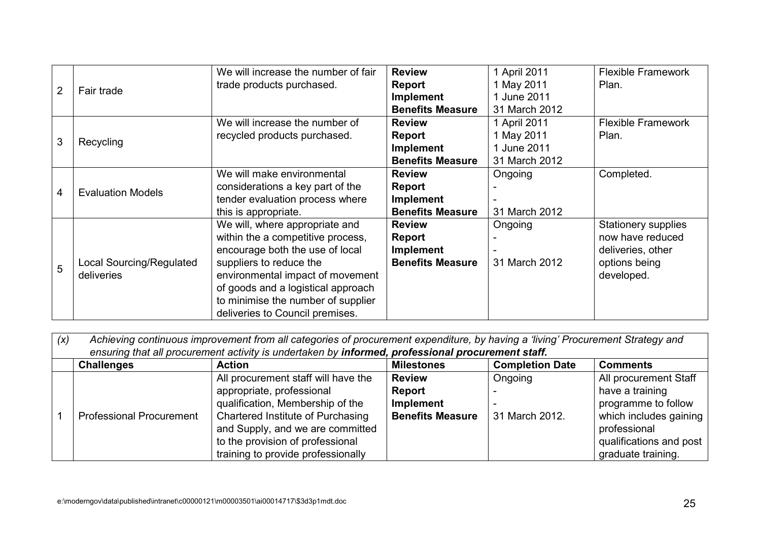| | | | | | |
|---|---|---|---|---|---|
| 2 | Fair trade | We will increase the number of fair trade products purchased. | **Review**<br>**Report**<br>**Implement**<br>**Benefits Measure** | 1 April 2011<br>1 May 2011<br>1 June 2011<br>31 March 2012 | Flexible Framework Plan. |
| 3 | Recycling | We will increase the number of recycled products purchased. | **Review**<br>**Report**<br>**Implement**<br>**Benefits Measure** | 1 April 2011<br>1 May 2011<br>1 June 2011<br>31 March 2012 | Flexible Framework Plan. |
| 4 | Evaluation Models | We will make environmental considerations a key part of the tender evaluation process where this is appropriate. | **Review**<br>**Report**<br>**Implement**<br>**Benefits Measure** | Ongoing<br>-<br>-<br>31 March 2012 | Completed. |
| 5 | Local Sourcing/Regulated deliveries | We will, where appropriate and within the a competitive process, encourage both the use of local suppliers to reduce the environmental impact of movement of goods and a logistical approach to minimise the number of supplier deliveries to Council premises. | **Review**<br>**Report**<br>**Implement**<br>**Benefits Measure** | Ongoing<br>-<br>-<br>31 March 2012 | Stationery supplies now have reduced deliveries, other options being developed. |

*(x) Achieving continuous improvement from all categories of procurement expenditure, by having a 'living' Procurement Strategy and ensuring that all procurement activity is undertaken by* ***informed, professional procurement staff.***

| | Challenges | Action | Milestones | Completion Date | Comments |
|---|---|---|---|---|---|
| 1 | Professional Procurement | All procurement staff will have the appropriate, professional qualification, Membership of the Chartered Institute of Purchasing and Supply, and we are committed to the provision of professional training to provide professionally | **Review**<br>**Report**<br>**Implement**<br>**Benefits Measure** | Ongoing<br>-<br>-<br>31 March 2012. | All procurement Staff have a training programme to follow which includes gaining professional qualifications and post graduate training. |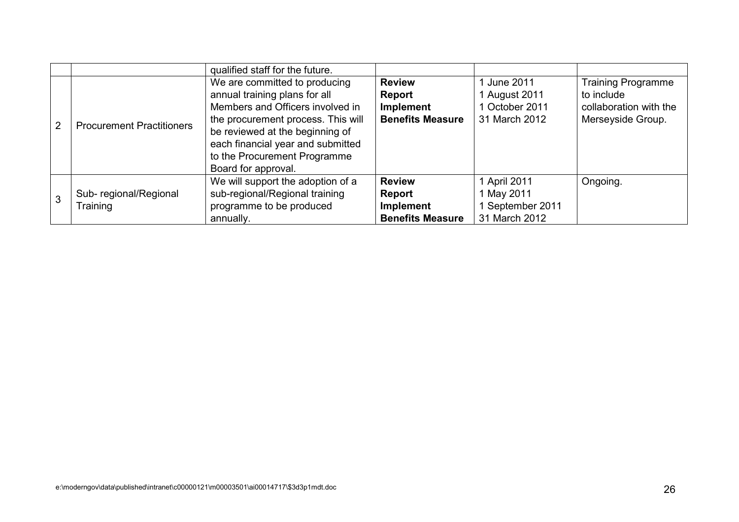| | | | | | |
|---|---|---|---|---|---|
| | | qualified staff for the future. | | | |
| 2 | Procurement Practitioners | We are committed to producing annual training plans for all Members and Officers involved in the procurement process. This will be reviewed at the beginning of each financial year and submitted to the Procurement Programme Board for approval. | **Review**<br>**Report**<br>**Implement**<br>**Benefits Measure** | 1 June 2011<br>1 August 2011<br>1 October 2011<br>31 March 2012 | Training Programme to include collaboration with the Merseyside Group. |
| 3 | Sub- regional/Regional Training | We will support the adoption of a sub-regional/Regional training programme to be produced annually. | **Review**<br>**Report**<br>**Implement**<br>**Benefits Measure** | 1 April 2011<br>1 May 2011<br>1 September 2011<br>31 March 2012 | Ongoing. |

e:\moderngov\data\published\intranet\c00000121\m00003501\ai00014717\$3d3p1mdt.doc